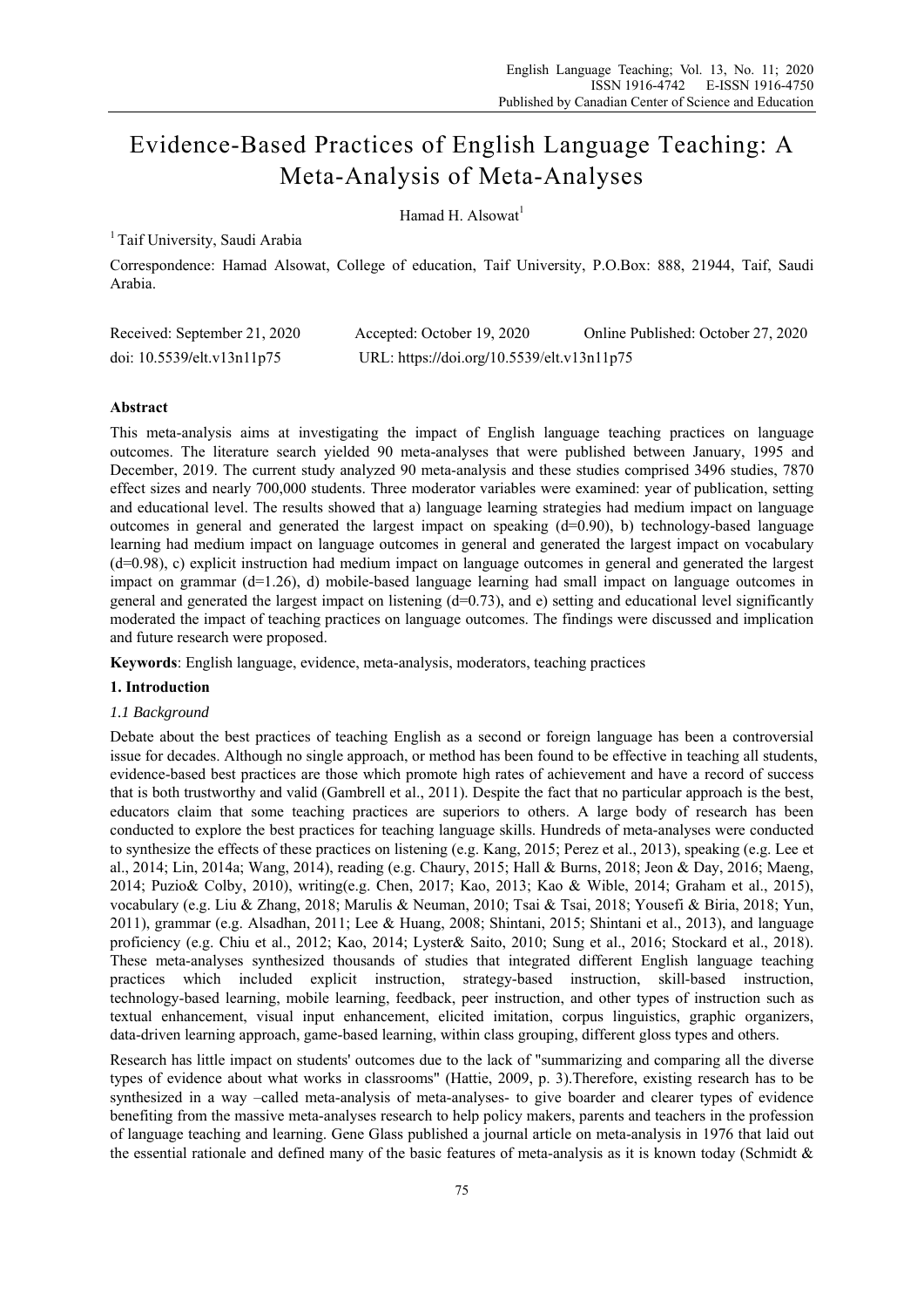# Evidence-Based Practices of English Language Teaching: A Meta-Analysis of Meta-Analyses

Hamad H. Alsowat[1]

[1] Taif University, Saudi Arabia

Correspondence: Hamad Alsowat, College of education, Taif University, P.O.Box: 888, 21944, Taif, Saudi Arabia.

Received: September 21, 2020 Accepted: October 19, 2020 Online Published: October 27, 2020

doi: 10.5539/elt.v13n11p75 URL: https://doi.org/10.5539/elt.v13n11p75

## Abstract

This meta-analysis aims at investigating the impact of English language teaching practices on language outcomes. The literature search yielded 90 meta-analyses that were published between January, 1995 and December, 2019. The current study analyzed 90 meta-analysis and these studies comprised 3496 studies, 7870 effect sizes and nearly 700,000 students. Three moderator variables were examined: year of publication, setting and educational level. The results showed that a) language learning strategies had medium impact on language outcomes in general and generated the largest impact on speaking (d=0.90), b) technology-based language learning had medium impact on language outcomes in general and generated the largest impact on vocabulary (d=0.98), c) explicit instruction had medium impact on language outcomes in general and generated the largest impact on grammar (d=1.26), d) mobile-based language learning had small impact on language outcomes in general and generated the largest impact on listening (d=0.73), and e) setting and educational level significantly moderated the impact of teaching practices on language outcomes. The findings were discussed and implication and future research were proposed.

**Keywords**: English language, evidence, meta-analysis, moderators, teaching practices

## 1. Introduction

### 1.1 Background

Debate about the best practices of teaching English as a second or foreign language has been a controversial issue for decades. Although no single approach, or method has been found to be effective in teaching all students, evidence-based best practices are those which promote high rates of achievement and have a record of success that is both trustworthy and valid (Gambrell et al., 2011). Despite the fact that no particular approach is the best, educators claim that some teaching practices are superiors to others. A large body of research has been conducted to explore the best practices for teaching language skills. Hundreds of meta-analyses were conducted to synthesize the effects of these practices on listening (e.g. Kang, 2015; Perez et al., 2013), speaking (e.g. Lee et al., 2014; Lin, 2014a; Wang, 2014), reading (e.g. Chaury, 2015; Hall & Burns, 2018; Jeon & Day, 2016; Maeng, 2014; Puzio& Colby, 2010), writing(e.g. Chen, 2017; Kao, 2013; Kao & Wible, 2014; Graham et al., 2015), vocabulary (e.g. Liu & Zhang, 2018; Marulis & Neuman, 2010; Tsai & Tsai, 2018; Yousefi & Biria, 2018; Yun, 2011), grammar (e.g. Alsadhan, 2011; Lee & Huang, 2008; Shintani, 2015; Shintani et al., 2013), and language proficiency (e.g. Chiu et al., 2012; Kao, 2014; Lyster& Saito, 2010; Sung et al., 2016; Stockard et al., 2018). These meta-analyses synthesized thousands of studies that integrated different English language teaching practices which included explicit instruction, strategy-based instruction, skill-based instruction, technology-based learning, mobile learning, feedback, peer instruction, and other types of instruction such as textual enhancement, visual input enhancement, elicited imitation, corpus linguistics, graphic organizers, data-driven learning approach, game-based learning, within class grouping, different gloss types and others.

Research has little impact on students' outcomes due to the lack of "summarizing and comparing all the diverse types of evidence about what works in classrooms" (Hattie, 2009, p. 3).Therefore, existing research has to be synthesized in a way –called meta-analysis of meta-analyses- to give boarder and clearer types of evidence benefiting from the massive meta-analyses research to help policy makers, parents and teachers in the profession of language teaching and learning. Gene Glass published a journal article on meta-analysis in 1976 that laid out the essential rationale and defined many of the basic features of meta-analysis as it is known today (Schmidt &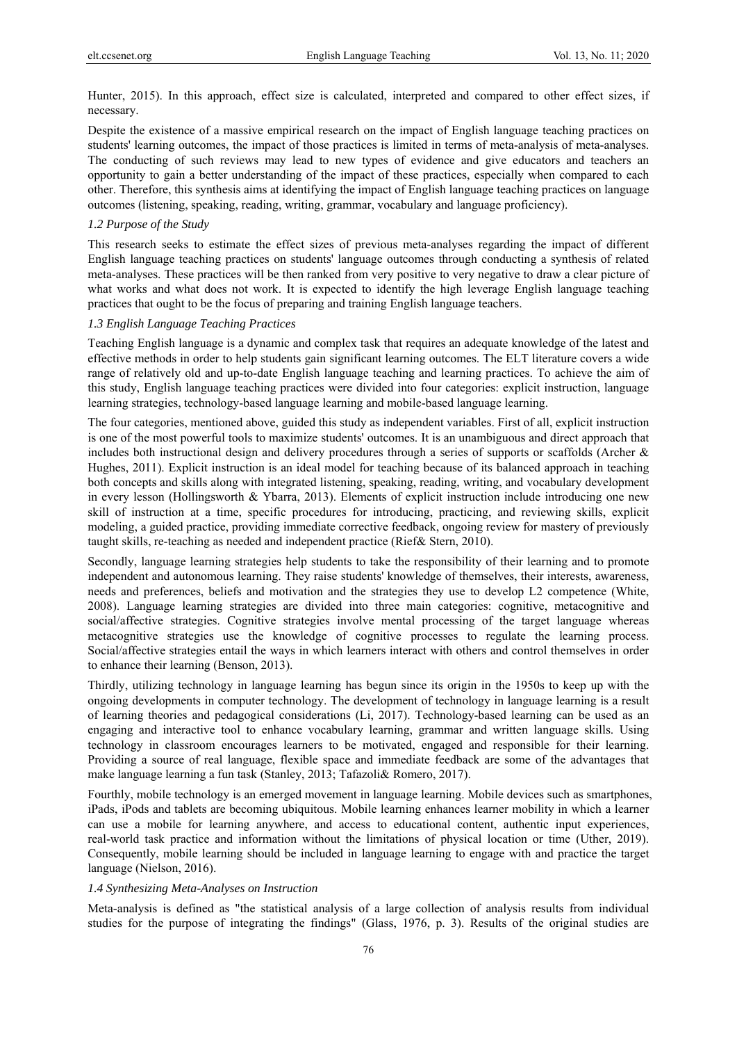Hunter, 2015). In this approach, effect size is calculated, interpreted and compared to other effect sizes, if necessary.

Despite the existence of a massive empirical research on the impact of English language teaching practices on students' learning outcomes, the impact of those practices is limited in terms of meta-analysis of meta-analyses. The conducting of such reviews may lead to new types of evidence and give educators and teachers an opportunity to gain a better understanding of the impact of these practices, especially when compared to each other. Therefore, this synthesis aims at identifying the impact of English language teaching practices on language outcomes (listening, speaking, reading, writing, grammar, vocabulary and language proficiency).

### *1.2 Purpose of the Study*

This research seeks to estimate the effect sizes of previous meta-analyses regarding the impact of different English language teaching practices on students' language outcomes through conducting a synthesis of related meta-analyses. These practices will be then ranked from very positive to very negative to draw a clear picture of what works and what does not work. It is expected to identify the high leverage English language teaching practices that ought to be the focus of preparing and training English language teachers.

### *1.3 English Language Teaching Practices*

Teaching English language is a dynamic and complex task that requires an adequate knowledge of the latest and effective methods in order to help students gain significant learning outcomes. The ELT literature covers a wide range of relatively old and up-to-date English language teaching and learning practices. To achieve the aim of this study, English language teaching practices were divided into four categories: explicit instruction, language learning strategies, technology-based language learning and mobile-based language learning.

The four categories, mentioned above, guided this study as independent variables. First of all, explicit instruction is one of the most powerful tools to maximize students' outcomes. It is an unambiguous and direct approach that includes both instructional design and delivery procedures through a series of supports or scaffolds (Archer & Hughes, 2011). Explicit instruction is an ideal model for teaching because of its balanced approach in teaching both concepts and skills along with integrated listening, speaking, reading, writing, and vocabulary development in every lesson (Hollingsworth & Ybarra, 2013). Elements of explicit instruction include introducing one new skill of instruction at a time, specific procedures for introducing, practicing, and reviewing skills, explicit modeling, a guided practice, providing immediate corrective feedback, ongoing review for mastery of previously taught skills, re-teaching as needed and independent practice (Rief& Stern, 2010).

Secondly, language learning strategies help students to take the responsibility of their learning and to promote independent and autonomous learning. They raise students' knowledge of themselves, their interests, awareness, needs and preferences, beliefs and motivation and the strategies they use to develop L2 competence (White, 2008). Language learning strategies are divided into three main categories: cognitive, metacognitive and social/affective strategies. Cognitive strategies involve mental processing of the target language whereas metacognitive strategies use the knowledge of cognitive processes to regulate the learning process. Social/affective strategies entail the ways in which learners interact with others and control themselves in order to enhance their learning (Benson, 2013).

Thirdly, utilizing technology in language learning has begun since its origin in the 1950s to keep up with the ongoing developments in computer technology. The development of technology in language learning is a result of learning theories and pedagogical considerations (Li, 2017). Technology-based learning can be used as an engaging and interactive tool to enhance vocabulary learning, grammar and written language skills. Using technology in classroom encourages learners to be motivated, engaged and responsible for their learning. Providing a source of real language, flexible space and immediate feedback are some of the advantages that make language learning a fun task (Stanley, 2013; Tafazoli& Romero, 2017).

Fourthly, mobile technology is an emerged movement in language learning. Mobile devices such as smartphones, iPads, iPods and tablets are becoming ubiquitous. Mobile learning enhances learner mobility in which a learner can use a mobile for learning anywhere, and access to educational content, authentic input experiences, real-world task practice and information without the limitations of physical location or time (Uther, 2019). Consequently, mobile learning should be included in language learning to engage with and practice the target language (Nielson, 2016).

### *1.4 Synthesizing Meta-Analyses on Instruction*

Meta-analysis is defined as "the statistical analysis of a large collection of analysis results from individual studies for the purpose of integrating the findings" (Glass, 1976, p. 3). Results of the original studies are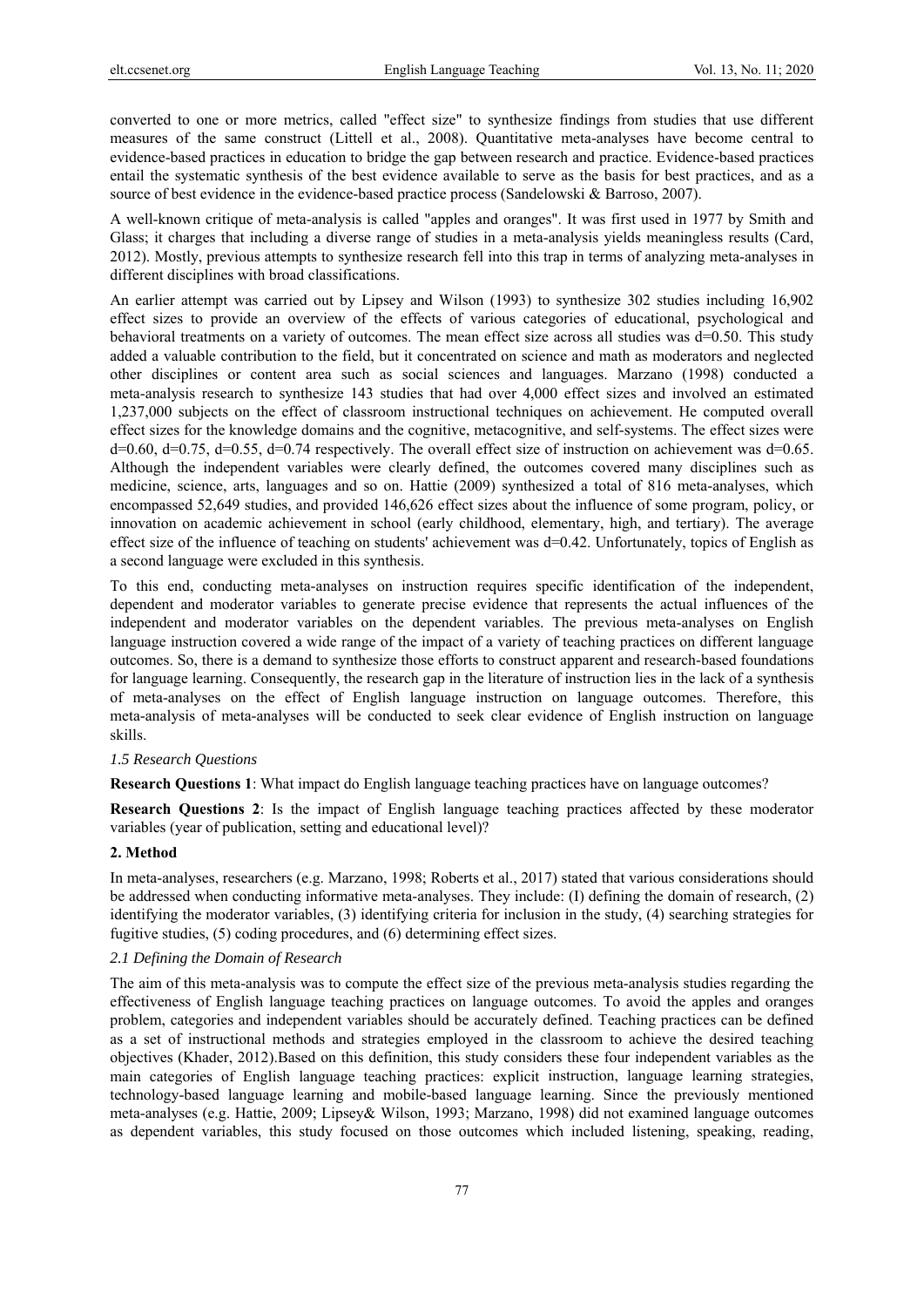converted to one or more metrics, called "effect size" to synthesize findings from studies that use different measures of the same construct (Littell et al., 2008). Quantitative meta-analyses have become central to evidence-based practices in education to bridge the gap between research and practice. Evidence-based practices entail the systematic synthesis of the best evidence available to serve as the basis for best practices, and as a source of best evidence in the evidence-based practice process (Sandelowski & Barroso, 2007).

A well-known critique of meta-analysis is called "apples and oranges". It was first used in 1977 by Smith and Glass; it charges that including a diverse range of studies in a meta-analysis yields meaningless results (Card, 2012). Mostly, previous attempts to synthesize research fell into this trap in terms of analyzing meta-analyses in different disciplines with broad classifications.

An earlier attempt was carried out by Lipsey and Wilson (1993) to synthesize 302 studies including 16,902 effect sizes to provide an overview of the effects of various categories of educational, psychological and behavioral treatments on a variety of outcomes. The mean effect size across all studies was d=0.50. This study added a valuable contribution to the field, but it concentrated on science and math as moderators and neglected other disciplines or content area such as social sciences and languages. Marzano (1998) conducted a meta-analysis research to synthesize 143 studies that had over 4,000 effect sizes and involved an estimated 1,237,000 subjects on the effect of classroom instructional techniques on achievement. He computed overall effect sizes for the knowledge domains and the cognitive, metacognitive, and self-systems. The effect sizes were d=0.60, d=0.75, d=0.55, d=0.74 respectively. The overall effect size of instruction on achievement was d=0.65. Although the independent variables were clearly defined, the outcomes covered many disciplines such as medicine, science, arts, languages and so on. Hattie (2009) synthesized a total of 816 meta-analyses, which encompassed 52,649 studies, and provided 146,626 effect sizes about the influence of some program, policy, or innovation on academic achievement in school (early childhood, elementary, high, and tertiary). The average effect size of the influence of teaching on students' achievement was d=0.42. Unfortunately, topics of English as a second language were excluded in this synthesis.

To this end, conducting meta-analyses on instruction requires specific identification of the independent, dependent and moderator variables to generate precise evidence that represents the actual influences of the independent and moderator variables on the dependent variables. The previous meta-analyses on English language instruction covered a wide range of the impact of a variety of teaching practices on different language outcomes. So, there is a demand to synthesize those efforts to construct apparent and research-based foundations for language learning. Consequently, the research gap in the literature of instruction lies in the lack of a synthesis of meta-analyses on the effect of English language instruction on language outcomes. Therefore, this meta-analysis of meta-analyses will be conducted to seek clear evidence of English instruction on language skills.

### *1.5 Research Questions*

**Research Questions 1**: What impact do English language teaching practices have on language outcomes?

**Research Questions 2**: Is the impact of English language teaching practices affected by these moderator variables (year of publication, setting and educational level)?

## **2. Method**

In meta-analyses, researchers (e.g. Marzano, 1998; Roberts et al., 2017) stated that various considerations should be addressed when conducting informative meta-analyses. They include: (I) defining the domain of research, (2) identifying the moderator variables, (3) identifying criteria for inclusion in the study, (4) searching strategies for fugitive studies, (5) coding procedures, and (6) determining effect sizes.

### *2.1 Defining the Domain of Research*

The aim of this meta-analysis was to compute the effect size of the previous meta-analysis studies regarding the effectiveness of English language teaching practices on language outcomes. To avoid the apples and oranges problem, categories and independent variables should be accurately defined. Teaching practices can be defined as a set of instructional methods and strategies employed in the classroom to achieve the desired teaching objectives (Khader, 2012).Based on this definition, this study considers these four independent variables as the main categories of English language teaching practices: explicit instruction, language learning strategies, technology-based language learning and mobile-based language learning. Since the previously mentioned meta-analyses (e.g. Hattie, 2009; Lipsey& Wilson, 1993; Marzano, 1998) did not examined language outcomes as dependent variables, this study focused on those outcomes which included listening, speaking, reading,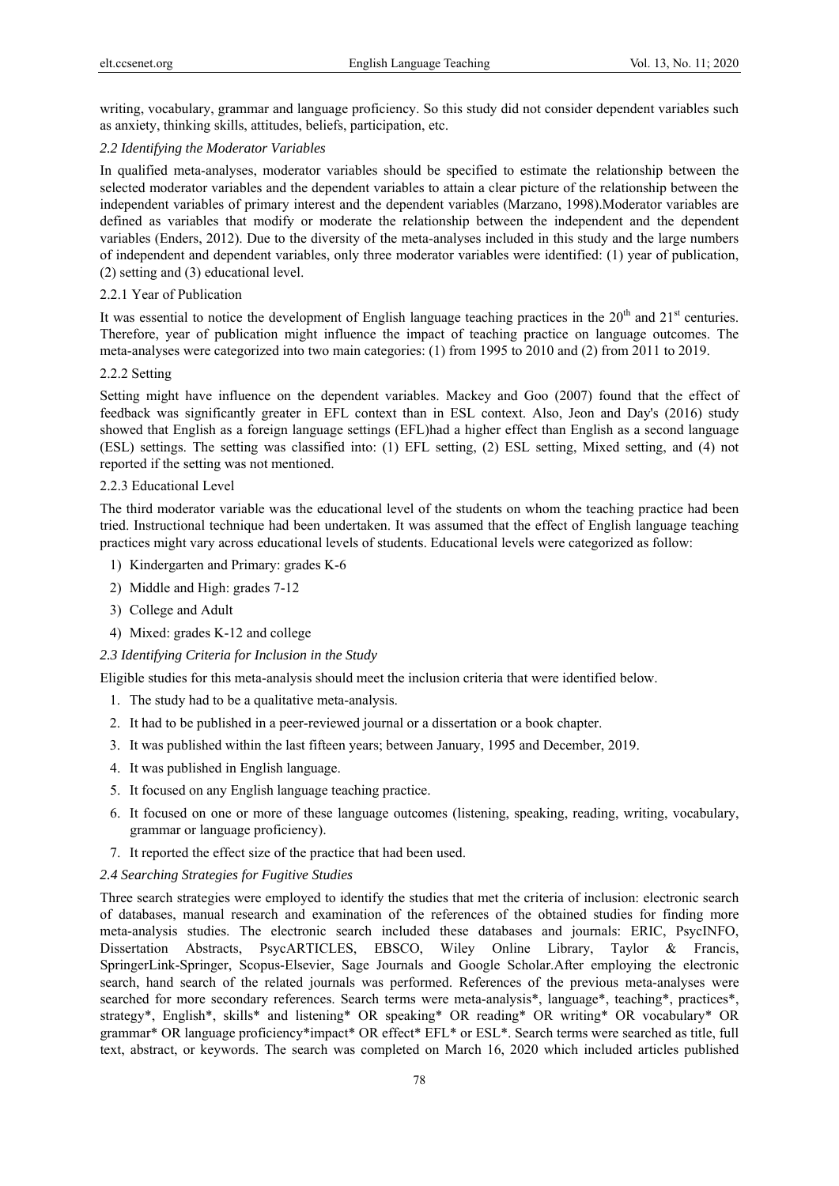writing, vocabulary, grammar and language proficiency. So this study did not consider dependent variables such as anxiety, thinking skills, attitudes, beliefs, participation, etc.

### *2.2 Identifying the Moderator Variables*

In qualified meta-analyses, moderator variables should be specified to estimate the relationship between the selected moderator variables and the dependent variables to attain a clear picture of the relationship between the independent variables of primary interest and the dependent variables (Marzano, 1998).Moderator variables are defined as variables that modify or moderate the relationship between the independent and the dependent variables (Enders, 2012). Due to the diversity of the meta-analyses included in this study and the large numbers of independent and dependent variables, only three moderator variables were identified: (1) year of publication, (2) setting and (3) educational level.

#### 2.2.1 Year of Publication

It was essential to notice the development of English language teaching practices in the 20th and 21st centuries. Therefore, year of publication might influence the impact of teaching practice on language outcomes. The meta-analyses were categorized into two main categories: (1) from 1995 to 2010 and (2) from 2011 to 2019.

#### 2.2.2 Setting

Setting might have influence on the dependent variables. Mackey and Goo (2007) found that the effect of feedback was significantly greater in EFL context than in ESL context. Also, Jeon and Day's (2016) study showed that English as a foreign language settings (EFL)had a higher effect than English as a second language (ESL) settings. The setting was classified into: (1) EFL setting, (2) ESL setting, Mixed setting, and (4) not reported if the setting was not mentioned.

#### 2.2.3 Educational Level

The third moderator variable was the educational level of the students on whom the teaching practice had been tried. Instructional technique had been undertaken. It was assumed that the effect of English language teaching practices might vary across educational levels of students. Educational levels were categorized as follow:

1) Kindergarten and Primary: grades K-6
2) Middle and High: grades 7-12
3) College and Adult
4) Mixed: grades K-12 and college

### *2.3 Identifying Criteria for Inclusion in the Study*

Eligible studies for this meta-analysis should meet the inclusion criteria that were identified below.

1. The study had to be a qualitative meta-analysis.
2. It had to be published in a peer-reviewed journal or a dissertation or a book chapter.
3. It was published within the last fifteen years; between January, 1995 and December, 2019.
4. It was published in English language.
5. It focused on any English language teaching practice.
6. It focused on one or more of these language outcomes (listening, speaking, reading, writing, vocabulary, grammar or language proficiency).
7. It reported the effect size of the practice that had been used.

### *2.4 Searching Strategies for Fugitive Studies*

Three search strategies were employed to identify the studies that met the criteria of inclusion: electronic search of databases, manual research and examination of the references of the obtained studies for finding more meta-analysis studies. The electronic search included these databases and journals: ERIC, PsycINFO, Dissertation Abstracts, PsycARTICLES, EBSCO, Wiley Online Library, Taylor & Francis, SpringerLink-Springer, Scopus-Elsevier, Sage Journals and Google Scholar.After employing the electronic search, hand search of the related journals was performed. References of the previous meta-analyses were searched for more secondary references. Search terms were meta-analysis*, language*, teaching*, practices*, strategy*, English*, skills* and listening* OR speaking* OR reading* OR writing* OR vocabulary* OR grammar* OR language proficiency*impact* OR effect* EFL* or ESL*. Search terms were searched as title, full text, abstract, or keywords. The search was completed on March 16, 2020 which included articles published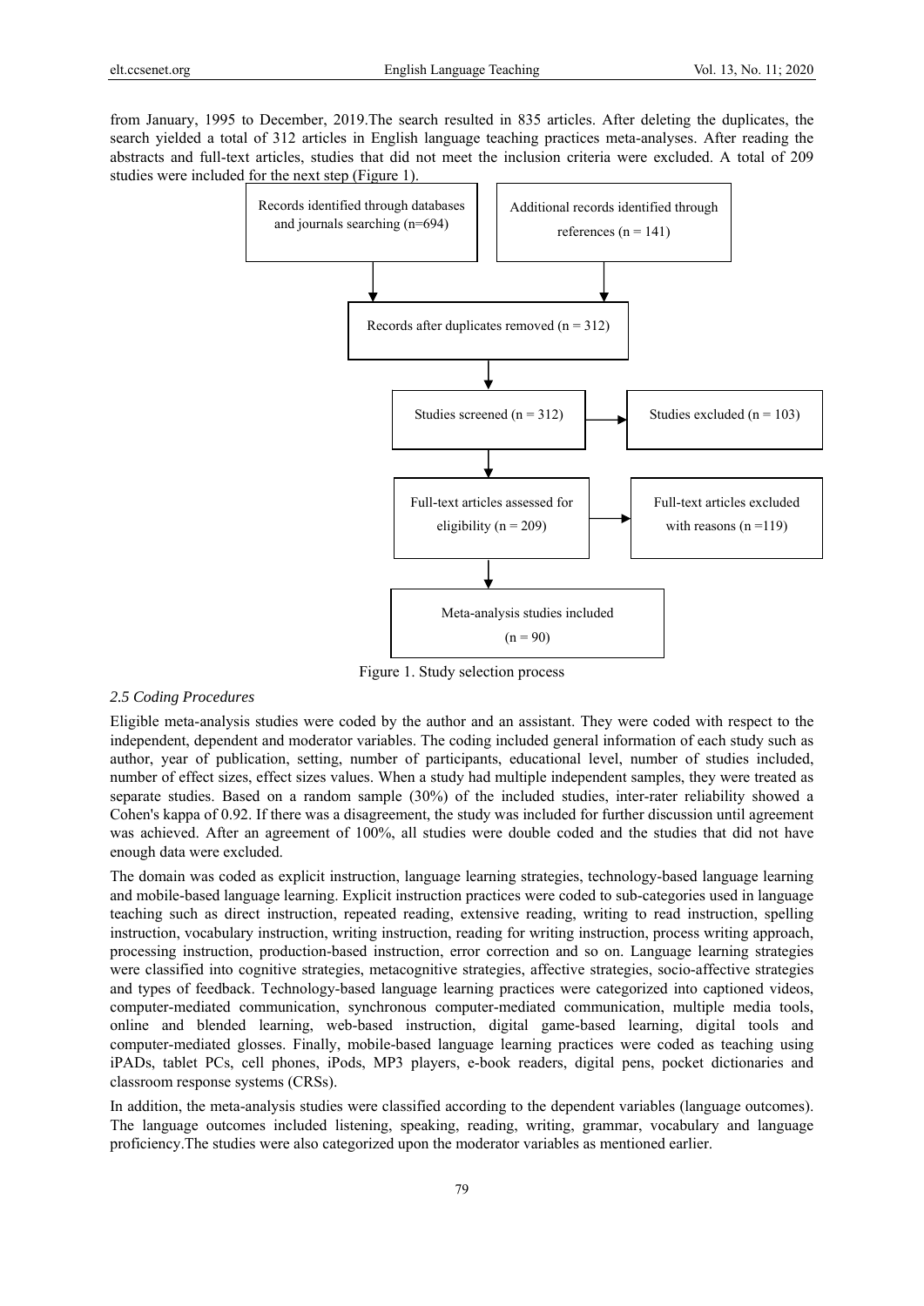from January, 1995 to December, 2019.The search resulted in 835 articles. After deleting the duplicates, the search yielded a total of 312 articles in English language teaching practices meta-analyses. After reading the abstracts and full-text articles, studies that did not meet the inclusion criteria were excluded. A total of 209 studies were included for the next step (Figure 1).

Records identified through databases and journals searching (n=694)

Additional records identified through references (n = 141)

Records after duplicates removed (n = 312)

Studies screened (n = 312)

Studies excluded (n = 103)

Full-text articles assessed for eligibility (n = 209)

Full-text articles excluded with reasons (n =119)

Meta-analysis studies included (n = 90)

Figure 1. Study selection process

### *2.5 Coding Procedures*

Eligible meta-analysis studies were coded by the author and an assistant. They were coded with respect to the independent, dependent and moderator variables. The coding included general information of each study such as author, year of publication, setting, number of participants, educational level, number of studies included, number of effect sizes, effect sizes values. When a study had multiple independent samples, they were treated as separate studies. Based on a random sample (30%) of the included studies, inter-rater reliability showed a Cohen's kappa of 0.92. If there was a disagreement, the study was included for further discussion until agreement was achieved. After an agreement of 100%, all studies were double coded and the studies that did not have enough data were excluded.

The domain was coded as explicit instruction, language learning strategies, technology-based language learning and mobile-based language learning. Explicit instruction practices were coded to sub-categories used in language teaching such as direct instruction, repeated reading, extensive reading, writing to read instruction, spelling instruction, vocabulary instruction, writing instruction, reading for writing instruction, process writing approach, processing instruction, production-based instruction, error correction and so on. Language learning strategies were classified into cognitive strategies, metacognitive strategies, affective strategies, socio-affective strategies and types of feedback. Technology-based language learning practices were categorized into captioned videos, computer-mediated communication, synchronous computer-mediated communication, multiple media tools, online and blended learning, web-based instruction, digital game-based learning, digital tools and computer-mediated glosses. Finally, mobile-based language learning practices were coded as teaching using iPADs, tablet PCs, cell phones, iPods, MP3 players, e-book readers, digital pens, pocket dictionaries and classroom response systems (CRSs).

In addition, the meta-analysis studies were classified according to the dependent variables (language outcomes). The language outcomes included listening, speaking, reading, writing, grammar, vocabulary and language proficiency.The studies were also categorized upon the moderator variables as mentioned earlier.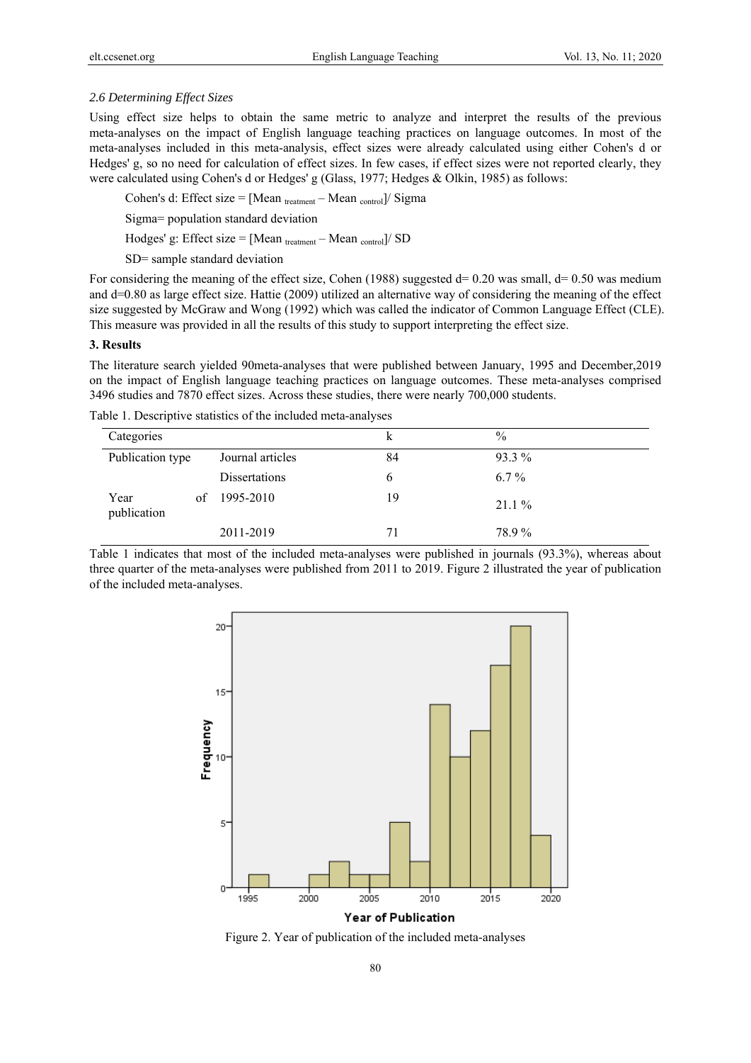### *2.6 Determining Effect Sizes*

Using effect size helps to obtain the same metric to analyze and interpret the results of the previous meta-analyses on the impact of English language teaching practices on language outcomes. In most of the meta-analyses included in this meta-analysis, effect sizes were already calculated using either Cohen's d or Hedges' g, so no need for calculation of effect sizes. In few cases, if effect sizes were not reported clearly, they were calculated using Cohen's d or Hedges' g (Glass, 1977; Hedges & Olkin, 1985) as follows:

Cohen's d: Effect size = [Mean $_{treatment}$ – Mean $_{control}$]/ Sigma

Sigma= population standard deviation

Hodges' g: Effect size = [Mean $_{treatment}$ – Mean $_{control}$]/ SD

SD= sample standard deviation

For considering the meaning of the effect size, Cohen (1988) suggested d= 0.20 was small, d= 0.50 was medium and d=0.80 as large effect size. Hattie (2009) utilized an alternative way of considering the meaning of the effect size suggested by McGraw and Wong (1992) which was called the indicator of Common Language Effect (CLE). This measure was provided in all the results of this study to support interpreting the effect size.

## 3. Results

The literature search yielded 90meta-analyses that were published between January, 1995 and December,2019 on the impact of English language teaching practices on language outcomes. These meta-analyses comprised 3496 studies and 7870 effect sizes. Across these studies, there were nearly 700,000 students.

Table 1. Descriptive statistics of the included meta-analyses

| Categories | | k | % |
|---|---|---|---|
| Publication type | Journal articles | 84 | 93.3 % |
| | Dissertations | 6 | 6.7 % |
| Year of publication | 1995-2010 | 19 | 21.1 % |
| | 2011-2019 | 71 | 78.9 % |

Table 1 indicates that most of the included meta-analyses were published in journals (93.3%), whereas about three quarter of the meta-analyses were published from 2011 to 2019. Figure 2 illustrated the year of publication of the included meta-analyses.

Figure 2. Year of publication of the included meta-analyses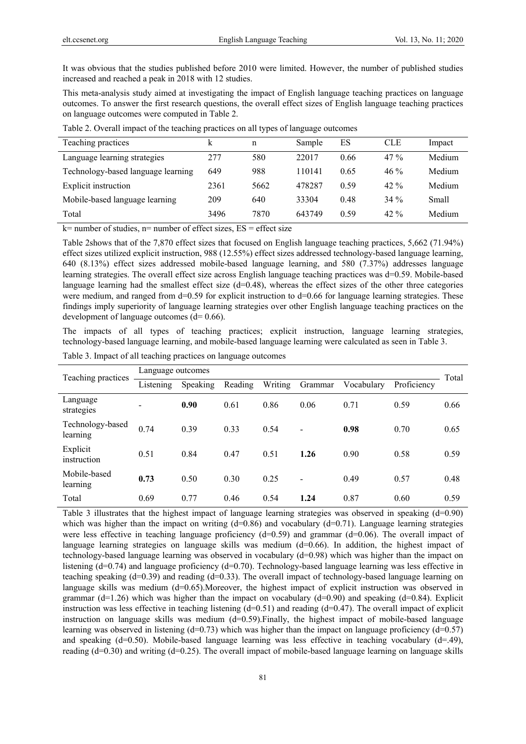It was obvious that the studies published before 2010 were limited. However, the number of published studies increased and reached a peak in 2018 with 12 studies.

This meta-analysis study aimed at investigating the impact of English language teaching practices on language outcomes. To answer the first research questions, the overall effect sizes of English language teaching practices on language outcomes were computed in Table 2.

Table 2. Overall impact of the teaching practices on all types of language outcomes

| Teaching practices | k | n | Sample | ES | CLE | Impact |
|---|---|---|---|---|---|---|
| Language learning strategies | 277 | 580 | 22017 | 0.66 | 47 % | Medium |
| Technology-based language learning | 649 | 988 | 110141 | 0.65 | 46 % | Medium |
| Explicit instruction | 2361 | 5662 | 478287 | 0.59 | 42 % | Medium |
| Mobile-based language learning | 209 | 640 | 33304 | 0.48 | 34 % | Small |
| Total | 3496 | 7870 | 643749 | 0.59 | 42 % | Medium |

k= number of studies, n= number of effect sizes, ES = effect size

Table 2shows that of the 7,870 effect sizes that focused on English language teaching practices, 5,662 (71.94%) effect sizes utilized explicit instruction, 988 (12.55%) effect sizes addressed technology-based language learning, 640 (8.13%) effect sizes addressed mobile-based language learning, and 580 (7.37%) addresses language learning strategies. The overall effect size across English language teaching practices was d=0.59. Mobile-based language learning had the smallest effect size (d=0.48), whereas the effect sizes of the other three categories were medium, and ranged from d=0.59 for explicit instruction to d=0.66 for language learning strategies. These findings imply superiority of language learning strategies over other English language teaching practices on the development of language outcomes (d= 0.66).

The impacts of all types of teaching practices; explicit instruction, language learning strategies, technology-based language learning, and mobile-based language learning were calculated as seen in Table 3.

Table 3. Impact of all teaching practices on language outcomes

| Teaching practices | Language outcomes | | | | | | | Total |
|---|---|---|---|---|---|---|---|---|
| | Listening | Speaking | Reading | Writing | Grammar | Vocabulary | Proficiency | |
| Language strategies | - | **0.90** | 0.61 | 0.86 | 0.06 | 0.71 | 0.59 | 0.66 |
| Technology-based learning | 0.74 | 0.39 | 0.33 | 0.54 | - | **0.98** | 0.70 | 0.65 |
| Explicit instruction | 0.51 | 0.84 | 0.47 | 0.51 | **1.26** | 0.90 | 0.58 | 0.59 |
| Mobile-based learning | **0.73** | 0.50 | 0.30 | 0.25 | - | 0.49 | 0.57 | 0.48 |
| Total | 0.69 | 0.77 | 0.46 | 0.54 | **1.24** | 0.87 | 0.60 | 0.59 |

Table 3 illustrates that the highest impact of language learning strategies was observed in speaking (d=0.90) which was higher than the impact on writing (d=0.86) and vocabulary (d=0.71). Language learning strategies were less effective in teaching language proficiency (d=0.59) and grammar (d=0.06). The overall impact of language learning strategies on language skills was medium (d=0.66). In addition, the highest impact of technology-based language learning was observed in vocabulary (d=0.98) which was higher than the impact on listening (d=0.74) and language proficiency (d=0.70). Technology-based language learning was less effective in teaching speaking (d=0.39) and reading (d=0.33). The overall impact of technology-based language learning on language skills was medium (d=0.65).Moreover, the highest impact of explicit instruction was observed in grammar (d=1.26) which was higher than the impact on vocabulary (d=0.90) and speaking (d=0.84). Explicit instruction was less effective in teaching listening (d=0.51) and reading (d=0.47). The overall impact of explicit instruction on language skills was medium (d=0.59).Finally, the highest impact of mobile-based language learning was observed in listening (d=0.73) which was higher than the impact on language proficiency (d=0.57) and speaking (d=0.50). Mobile-based language learning was less effective in teaching vocabulary (d=.49), reading (d=0.30) and writing (d=0.25). The overall impact of mobile-based language learning on language skills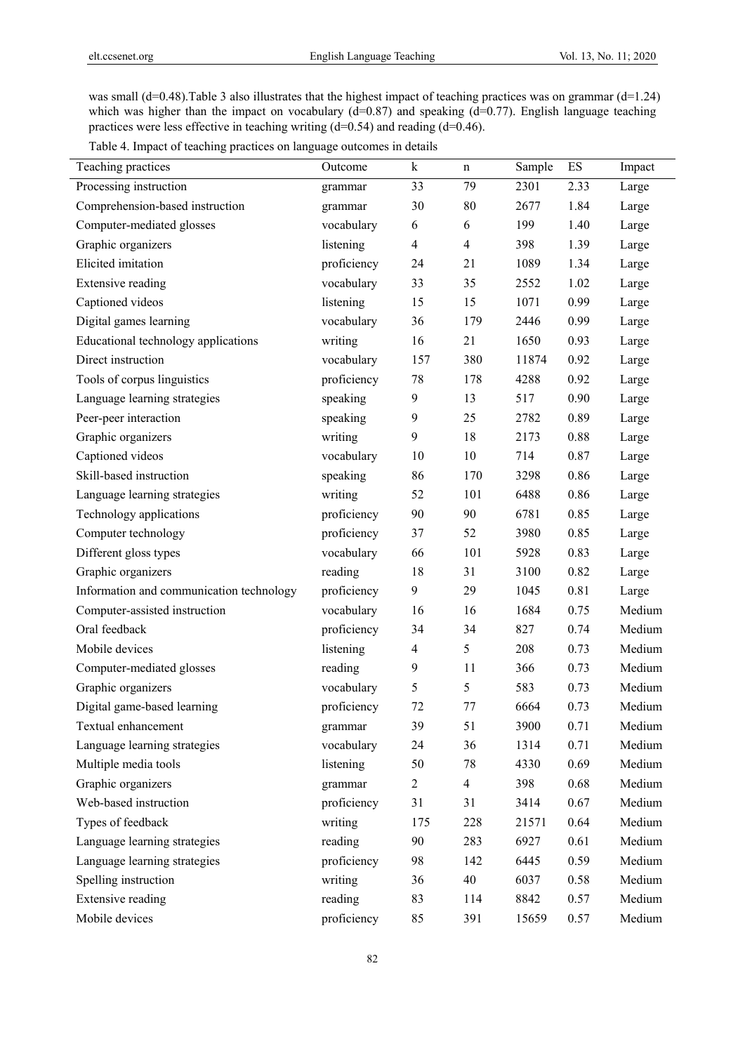was small (d=0.48).Table 3 also illustrates that the highest impact of teaching practices was on grammar (d=1.24) which was higher than the impact on vocabulary (d=0.87) and speaking (d=0.77). English language teaching practices were less effective in teaching writing (d=0.54) and reading (d=0.46).

Table 4. Impact of teaching practices on language outcomes in details

| Teaching practices | Outcome | k | n | Sample | ES | Impact |
|---|---|---|---|---|---|---|
| Processing instruction | grammar | 33 | 79 | 2301 | 2.33 | Large |
| Comprehension-based instruction | grammar | 30 | 80 | 2677 | 1.84 | Large |
| Computer-mediated glosses | vocabulary | 6 | 6 | 199 | 1.40 | Large |
| Graphic organizers | listening | 4 | 4 | 398 | 1.39 | Large |
| Elicited imitation | proficiency | 24 | 21 | 1089 | 1.34 | Large |
| Extensive reading | vocabulary | 33 | 35 | 2552 | 1.02 | Large |
| Captioned videos | listening | 15 | 15 | 1071 | 0.99 | Large |
| Digital games learning | vocabulary | 36 | 179 | 2446 | 0.99 | Large |
| Educational technology applications | writing | 16 | 21 | 1650 | 0.93 | Large |
| Direct instruction | vocabulary | 157 | 380 | 11874 | 0.92 | Large |
| Tools of corpus linguistics | proficiency | 78 | 178 | 4288 | 0.92 | Large |
| Language learning strategies | speaking | 9 | 13 | 517 | 0.90 | Large |
| Peer-peer interaction | speaking | 9 | 25 | 2782 | 0.89 | Large |
| Graphic organizers | writing | 9 | 18 | 2173 | 0.88 | Large |
| Captioned videos | vocabulary | 10 | 10 | 714 | 0.87 | Large |
| Skill-based instruction | speaking | 86 | 170 | 3298 | 0.86 | Large |
| Language learning strategies | writing | 52 | 101 | 6488 | 0.86 | Large |
| Technology applications | proficiency | 90 | 90 | 6781 | 0.85 | Large |
| Computer technology | proficiency | 37 | 52 | 3980 | 0.85 | Large |
| Different gloss types | vocabulary | 66 | 101 | 5928 | 0.83 | Large |
| Graphic organizers | reading | 18 | 31 | 3100 | 0.82 | Large |
| Information and communication technology | proficiency | 9 | 29 | 1045 | 0.81 | Large |
| Computer-assisted instruction | vocabulary | 16 | 16 | 1684 | 0.75 | Medium |
| Oral feedback | proficiency | 34 | 34 | 827 | 0.74 | Medium |
| Mobile devices | listening | 4 | 5 | 208 | 0.73 | Medium |
| Computer-mediated glosses | reading | 9 | 11 | 366 | 0.73 | Medium |
| Graphic organizers | vocabulary | 5 | 5 | 583 | 0.73 | Medium |
| Digital game-based learning | proficiency | 72 | 77 | 6664 | 0.73 | Medium |
| Textual enhancement | grammar | 39 | 51 | 3900 | 0.71 | Medium |
| Language learning strategies | vocabulary | 24 | 36 | 1314 | 0.71 | Medium |
| Multiple media tools | listening | 50 | 78 | 4330 | 0.69 | Medium |
| Graphic organizers | grammar | 2 | 4 | 398 | 0.68 | Medium |
| Web-based instruction | proficiency | 31 | 31 | 3414 | 0.67 | Medium |
| Types of feedback | writing | 175 | 228 | 21571 | 0.64 | Medium |
| Language learning strategies | reading | 90 | 283 | 6927 | 0.61 | Medium |
| Language learning strategies | proficiency | 98 | 142 | 6445 | 0.59 | Medium |
| Spelling instruction | writing | 36 | 40 | 6037 | 0.58 | Medium |
| Extensive reading | reading | 83 | 114 | 8842 | 0.57 | Medium |
| Mobile devices | proficiency | 85 | 391 | 15659 | 0.57 | Medium |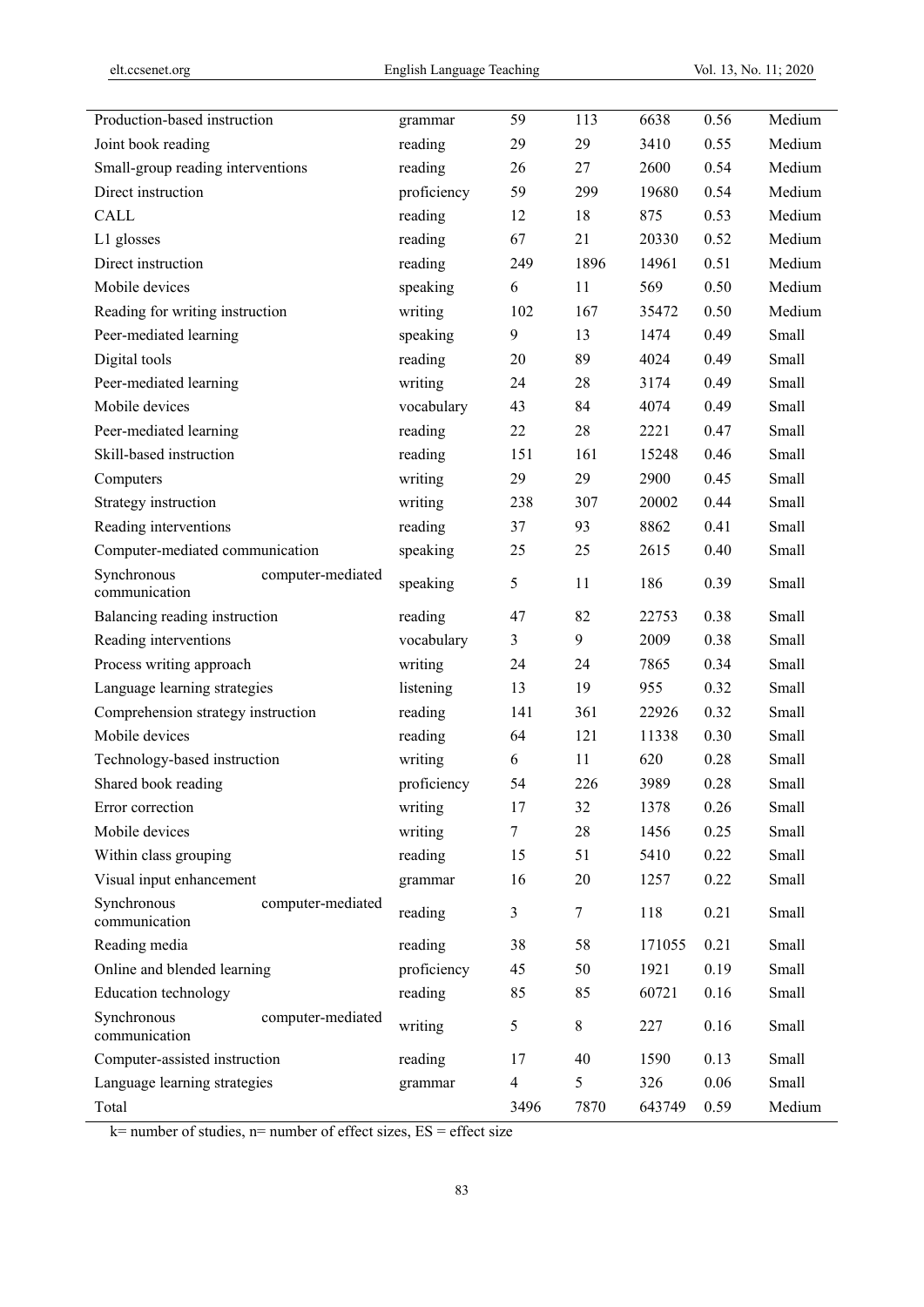| | | | | | | |
|---|---|---|---|---|---|---|
| Production-based instruction | grammar | 59 | 113 | 6638 | 0.56 | Medium |
| Joint book reading | reading | 29 | 29 | 3410 | 0.55 | Medium |
| Small-group reading interventions | reading | 26 | 27 | 2600 | 0.54 | Medium |
| Direct instruction | proficiency | 59 | 299 | 19680 | 0.54 | Medium |
| CALL | reading | 12 | 18 | 875 | 0.53 | Medium |
| L1 glosses | reading | 67 | 21 | 20330 | 0.52 | Medium |
| Direct instruction | reading | 249 | 1896 | 14961 | 0.51 | Medium |
| Mobile devices | speaking | 6 | 11 | 569 | 0.50 | Medium |
| Reading for writing instruction | writing | 102 | 167 | 35472 | 0.50 | Medium |
| Peer-mediated learning | speaking | 9 | 13 | 1474 | 0.49 | Small |
| Digital tools | reading | 20 | 89 | 4024 | 0.49 | Small |
| Peer-mediated learning | writing | 24 | 28 | 3174 | 0.49 | Small |
| Mobile devices | vocabulary | 43 | 84 | 4074 | 0.49 | Small |
| Peer-mediated learning | reading | 22 | 28 | 2221 | 0.47 | Small |
| Skill-based instruction | reading | 151 | 161 | 15248 | 0.46 | Small |
| Computers | writing | 29 | 29 | 2900 | 0.45 | Small |
| Strategy instruction | writing | 238 | 307 | 20002 | 0.44 | Small |
| Reading interventions | reading | 37 | 93 | 8862 | 0.41 | Small |
| Computer-mediated communication | speaking | 25 | 25 | 2615 | 0.40 | Small |
| Synchronous computer-mediated communication | speaking | 5 | 11 | 186 | 0.39 | Small |
| Balancing reading instruction | reading | 47 | 82 | 22753 | 0.38 | Small |
| Reading interventions | vocabulary | 3 | 9 | 2009 | 0.38 | Small |
| Process writing approach | writing | 24 | 24 | 7865 | 0.34 | Small |
| Language learning strategies | listening | 13 | 19 | 955 | 0.32 | Small |
| Comprehension strategy instruction | reading | 141 | 361 | 22926 | 0.32 | Small |
| Mobile devices | reading | 64 | 121 | 11338 | 0.30 | Small |
| Technology-based instruction | writing | 6 | 11 | 620 | 0.28 | Small |
| Shared book reading | proficiency | 54 | 226 | 3989 | 0.28 | Small |
| Error correction | writing | 17 | 32 | 1378 | 0.26 | Small |
| Mobile devices | writing | 7 | 28 | 1456 | 0.25 | Small |
| Within class grouping | reading | 15 | 51 | 5410 | 0.22 | Small |
| Visual input enhancement | grammar | 16 | 20 | 1257 | 0.22 | Small |
| Synchronous computer-mediated communication | reading | 3 | 7 | 118 | 0.21 | Small |
| Reading media | reading | 38 | 58 | 171055 | 0.21 | Small |
| Online and blended learning | proficiency | 45 | 50 | 1921 | 0.19 | Small |
| Education technology | reading | 85 | 85 | 60721 | 0.16 | Small |
| Synchronous computer-mediated communication | writing | 5 | 8 | 227 | 0.16 | Small |
| Computer-assisted instruction | reading | 17 | 40 | 1590 | 0.13 | Small |
| Language learning strategies | grammar | 4 | 5 | 326 | 0.06 | Small |
| Total | | 3496 | 7870 | 643749 | 0.59 | Medium |

k= number of studies, n= number of effect sizes, ES = effect size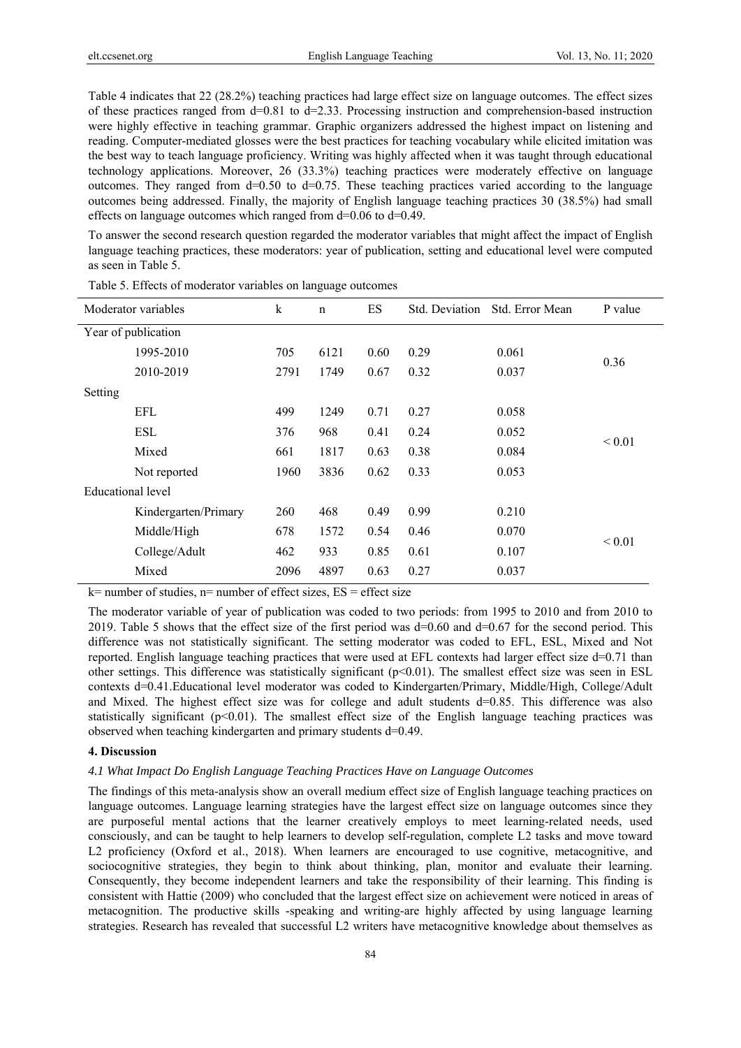Table 4 indicates that 22 (28.2%) teaching practices had large effect size on language outcomes. The effect sizes of these practices ranged from d=0.81 to d=2.33. Processing instruction and comprehension-based instruction were highly effective in teaching grammar. Graphic organizers addressed the highest impact on listening and reading. Computer-mediated glosses were the best practices for teaching vocabulary while elicited imitation was the best way to teach language proficiency. Writing was highly affected when it was taught through educational technology applications. Moreover, 26 (33.3%) teaching practices were moderately effective on language outcomes. They ranged from d=0.50 to d=0.75. These teaching practices varied according to the language outcomes being addressed. Finally, the majority of English language teaching practices 30 (38.5%) had small effects on language outcomes which ranged from d=0.06 to d=0.49.

To answer the second research question regarded the moderator variables that might affect the impact of English language teaching practices, these moderators: year of publication, setting and educational level were computed as seen in Table 5.

Table 5. Effects of moderator variables on language outcomes

| Moderator variables | k | n | ES | Std. Deviation | Std. Error Mean | P value |
|---|---|---|---|---|---|---|
| Year of publication | | | | | | |
| 1995-2010 | 705 | 6121 | 0.60 | 0.29 | 0.061 | 0.36 |
| 2010-2019 | 2791 | 1749 | 0.67 | 0.32 | 0.037 | |
| Setting | | | | | | |
| EFL | 499 | 1249 | 0.71 | 0.27 | 0.058 | < 0.01 |
| ESL | 376 | 968 | 0.41 | 0.24 | 0.052 | |
| Mixed | 661 | 1817 | 0.63 | 0.38 | 0.084 | |
| Not reported | 1960 | 3836 | 0.62 | 0.33 | 0.053 | |
| Educational level | | | | | | |
| Kindergarten/Primary | 260 | 468 | 0.49 | 0.99 | 0.210 | < 0.01 |
| Middle/High | 678 | 1572 | 0.54 | 0.46 | 0.070 | |
| College/Adult | 462 | 933 | 0.85 | 0.61 | 0.107 | |
| Mixed | 2096 | 4897 | 0.63 | 0.27 | 0.037 | |

k= number of studies, n= number of effect sizes, ES = effect size

The moderator variable of year of publication was coded to two periods: from 1995 to 2010 and from 2010 to 2019. Table 5 shows that the effect size of the first period was d=0.60 and d=0.67 for the second period. This difference was not statistically significant. The setting moderator was coded to EFL, ESL, Mixed and Not reported. English language teaching practices that were used at EFL contexts had larger effect size d=0.71 than other settings. This difference was statistically significant ($p<0.01$). The smallest effect size was seen in ESL contexts d=0.41.Educational level moderator was coded to Kindergarten/Primary, Middle/High, College/Adult and Mixed. The highest effect size was for college and adult students d=0.85. This difference was also statistically significant ($p<0.01$). The smallest effect size of the English language teaching practices was observed when teaching kindergarten and primary students d=0.49.

## 4. Discussion

### *4.1 What Impact Do English Language Teaching Practices Have on Language Outcomes*

The findings of this meta-analysis show an overall medium effect size of English language teaching practices on language outcomes. Language learning strategies have the largest effect size on language outcomes since they are purposeful mental actions that the learner creatively employs to meet learning-related needs, used consciously, and can be taught to help learners to develop self-regulation, complete L2 tasks and move toward L2 proficiency (Oxford et al., 2018). When learners are encouraged to use cognitive, metacognitive, and sociocognitive strategies, they begin to think about thinking, plan, monitor and evaluate their learning. Consequently, they become independent learners and take the responsibility of their learning. This finding is consistent with Hattie (2009) who concluded that the largest effect size on achievement were noticed in areas of metacognition. The productive skills -speaking and writing-are highly affected by using language learning strategies. Research has revealed that successful L2 writers have metacognitive knowledge about themselves as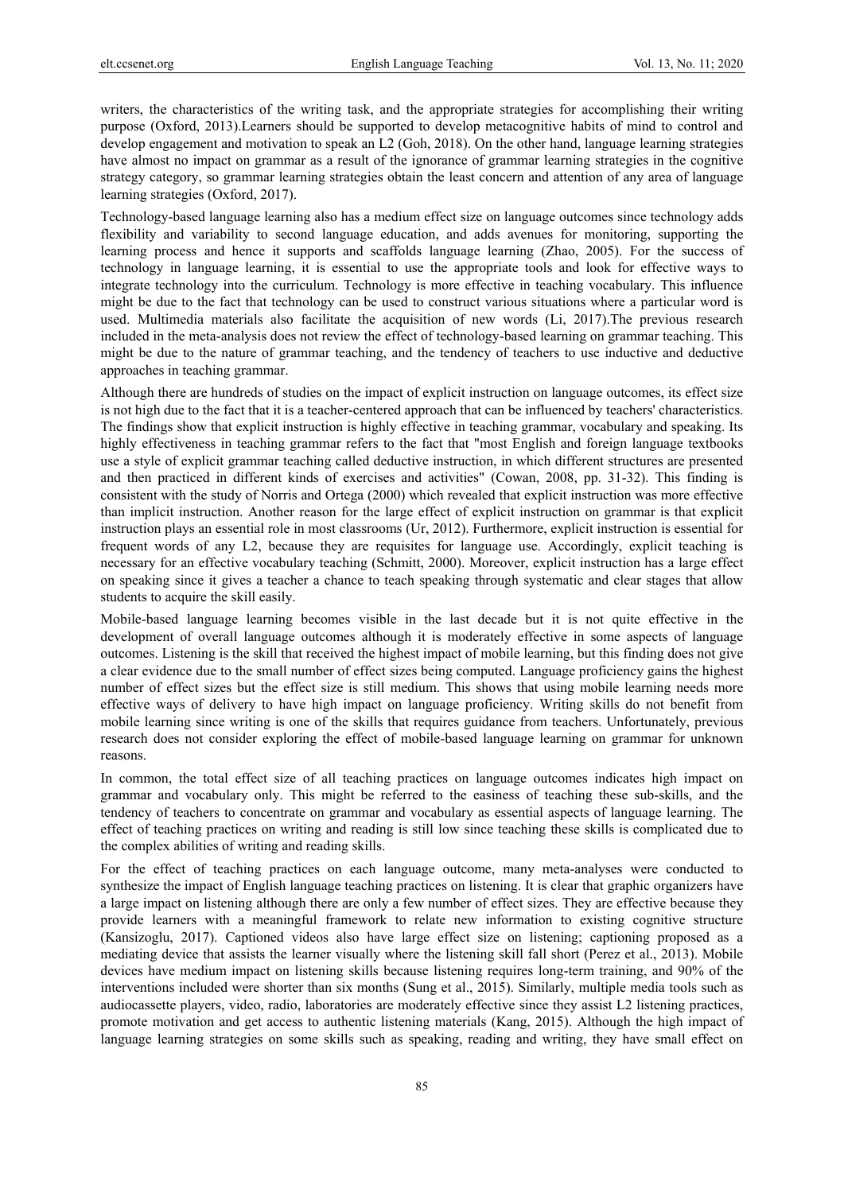writers, the characteristics of the writing task, and the appropriate strategies for accomplishing their writing purpose (Oxford, 2013).Learners should be supported to develop metacognitive habits of mind to control and develop engagement and motivation to speak an L2 (Goh, 2018). On the other hand, language learning strategies have almost no impact on grammar as a result of the ignorance of grammar learning strategies in the cognitive strategy category, so grammar learning strategies obtain the least concern and attention of any area of language learning strategies (Oxford, 2017).

Technology-based language learning also has a medium effect size on language outcomes since technology adds flexibility and variability to second language education, and adds avenues for monitoring, supporting the learning process and hence it supports and scaffolds language learning (Zhao, 2005). For the success of technology in language learning, it is essential to use the appropriate tools and look for effective ways to integrate technology into the curriculum. Technology is more effective in teaching vocabulary. This influence might be due to the fact that technology can be used to construct various situations where a particular word is used. Multimedia materials also facilitate the acquisition of new words (Li, 2017).The previous research included in the meta-analysis does not review the effect of technology-based learning on grammar teaching. This might be due to the nature of grammar teaching, and the tendency of teachers to use inductive and deductive approaches in teaching grammar.

Although there are hundreds of studies on the impact of explicit instruction on language outcomes, its effect size is not high due to the fact that it is a teacher-centered approach that can be influenced by teachers' characteristics. The findings show that explicit instruction is highly effective in teaching grammar, vocabulary and speaking. Its highly effectiveness in teaching grammar refers to the fact that "most English and foreign language textbooks use a style of explicit grammar teaching called deductive instruction, in which different structures are presented and then practiced in different kinds of exercises and activities" (Cowan, 2008, pp. 31-32). This finding is consistent with the study of Norris and Ortega (2000) which revealed that explicit instruction was more effective than implicit instruction. Another reason for the large effect of explicit instruction on grammar is that explicit instruction plays an essential role in most classrooms (Ur, 2012). Furthermore, explicit instruction is essential for frequent words of any L2, because they are requisites for language use. Accordingly, explicit teaching is necessary for an effective vocabulary teaching (Schmitt, 2000). Moreover, explicit instruction has a large effect on speaking since it gives a teacher a chance to teach speaking through systematic and clear stages that allow students to acquire the skill easily.

Mobile-based language learning becomes visible in the last decade but it is not quite effective in the development of overall language outcomes although it is moderately effective in some aspects of language outcomes. Listening is the skill that received the highest impact of mobile learning, but this finding does not give a clear evidence due to the small number of effect sizes being computed. Language proficiency gains the highest number of effect sizes but the effect size is still medium. This shows that using mobile learning needs more effective ways of delivery to have high impact on language proficiency. Writing skills do not benefit from mobile learning since writing is one of the skills that requires guidance from teachers. Unfortunately, previous research does not consider exploring the effect of mobile-based language learning on grammar for unknown reasons.

In common, the total effect size of all teaching practices on language outcomes indicates high impact on grammar and vocabulary only. This might be referred to the easiness of teaching these sub-skills, and the tendency of teachers to concentrate on grammar and vocabulary as essential aspects of language learning. The effect of teaching practices on writing and reading is still low since teaching these skills is complicated due to the complex abilities of writing and reading skills.

For the effect of teaching practices on each language outcome, many meta-analyses were conducted to synthesize the impact of English language teaching practices on listening. It is clear that graphic organizers have a large impact on listening although there are only a few number of effect sizes. They are effective because they provide learners with a meaningful framework to relate new information to existing cognitive structure (Kansizoglu, 2017). Captioned videos also have large effect size on listening; captioning proposed as a mediating device that assists the learner visually where the listening skill fall short (Perez et al., 2013). Mobile devices have medium impact on listening skills because listening requires long-term training, and 90% of the interventions included were shorter than six months (Sung et al., 2015). Similarly, multiple media tools such as audiocassette players, video, radio, laboratories are moderately effective since they assist L2 listening practices, promote motivation and get access to authentic listening materials (Kang, 2015). Although the high impact of language learning strategies on some skills such as speaking, reading and writing, they have small effect on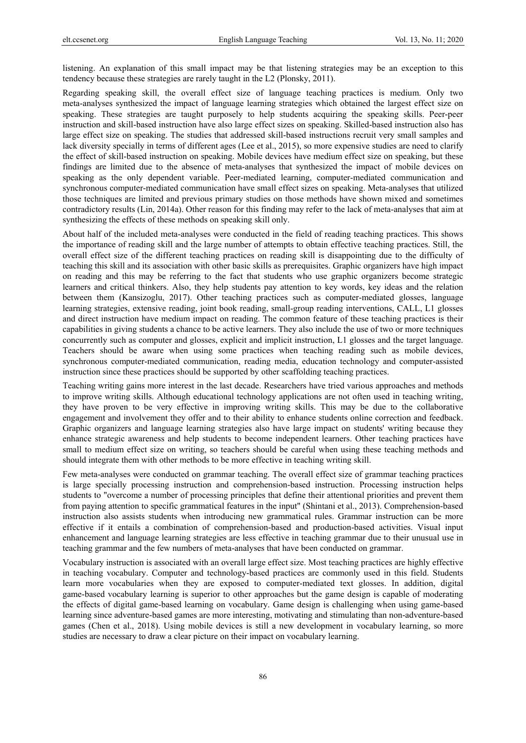listening. An explanation of this small impact may be that listening strategies may be an exception to this tendency because these strategies are rarely taught in the L2 (Plonsky, 2011).

Regarding speaking skill, the overall effect size of language teaching practices is medium. Only two meta-analyses synthesized the impact of language learning strategies which obtained the largest effect size on speaking. These strategies are taught purposely to help students acquiring the speaking skills. Peer-peer instruction and skill-based instruction have also large effect sizes on speaking. Skilled-based instruction also has large effect size on speaking. The studies that addressed skill-based instructions recruit very small samples and lack diversity specially in terms of different ages (Lee et al., 2015), so more expensive studies are need to clarify the effect of skill-based instruction on speaking. Mobile devices have medium effect size on speaking, but these findings are limited due to the absence of meta-analyses that synthesized the impact of mobile devices on speaking as the only dependent variable. Peer-mediated learning, computer-mediated communication and synchronous computer-mediated communication have small effect sizes on speaking. Meta-analyses that utilized those techniques are limited and previous primary studies on those methods have shown mixed and sometimes contradictory results (Lin, 2014a). Other reason for this finding may refer to the lack of meta-analyses that aim at synthesizing the effects of these methods on speaking skill only.

About half of the included meta-analyses were conducted in the field of reading teaching practices. This shows the importance of reading skill and the large number of attempts to obtain effective teaching practices. Still, the overall effect size of the different teaching practices on reading skill is disappointing due to the difficulty of teaching this skill and its association with other basic skills as prerequisites. Graphic organizers have high impact on reading and this may be referring to the fact that students who use graphic organizers become strategic learners and critical thinkers. Also, they help students pay attention to key words, key ideas and the relation between them (Kansizoglu, 2017). Other teaching practices such as computer-mediated glosses, language learning strategies, extensive reading, joint book reading, small-group reading interventions, CALL, L1 glosses and direct instruction have medium impact on reading. The common feature of these teaching practices is their capabilities in giving students a chance to be active learners. They also include the use of two or more techniques concurrently such as computer and glosses, explicit and implicit instruction, L1 glosses and the target language. Teachers should be aware when using some practices when teaching reading such as mobile devices, synchronous computer-mediated communication, reading media, education technology and computer-assisted instruction since these practices should be supported by other scaffolding teaching practices.

Teaching writing gains more interest in the last decade. Researchers have tried various approaches and methods to improve writing skills. Although educational technology applications are not often used in teaching writing, they have proven to be very effective in improving writing skills. This may be due to the collaborative engagement and involvement they offer and to their ability to enhance students online correction and feedback. Graphic organizers and language learning strategies also have large impact on students' writing because they enhance strategic awareness and help students to become independent learners. Other teaching practices have small to medium effect size on writing, so teachers should be careful when using these teaching methods and should integrate them with other methods to be more effective in teaching writing skill.

Few meta-analyses were conducted on grammar teaching. The overall effect size of grammar teaching practices is large specially processing instruction and comprehension-based instruction. Processing instruction helps students to "overcome a number of processing principles that define their attentional priorities and prevent them from paying attention to specific grammatical features in the input" (Shintani et al., 2013). Comprehension-based instruction also assists students when introducing new grammatical rules. Grammar instruction can be more effective if it entails a combination of comprehension-based and production-based activities. Visual input enhancement and language learning strategies are less effective in teaching grammar due to their unusual use in teaching grammar and the few numbers of meta-analyses that have been conducted on grammar.

Vocabulary instruction is associated with an overall large effect size. Most teaching practices are highly effective in teaching vocabulary. Computer and technology-based practices are commonly used in this field. Students learn more vocabularies when they are exposed to computer-mediated text glosses. In addition, digital game-based vocabulary learning is superior to other approaches but the game design is capable of moderating the effects of digital game-based learning on vocabulary. Game design is challenging when using game-based learning since adventure-based games are more interesting, motivating and stimulating than non-adventure-based games (Chen et al., 2018). Using mobile devices is still a new development in vocabulary learning, so more studies are necessary to draw a clear picture on their impact on vocabulary learning.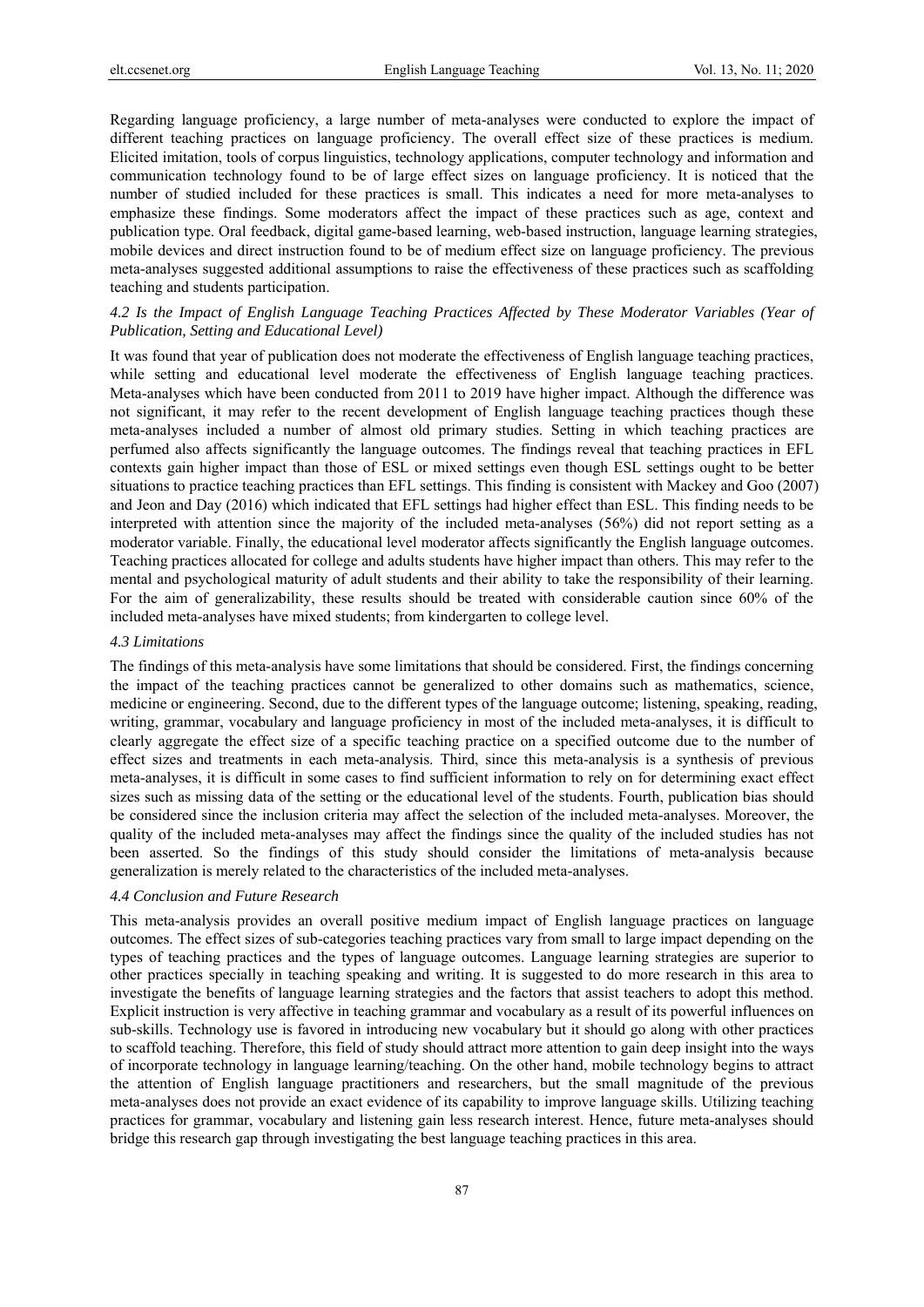Regarding language proficiency, a large number of meta-analyses were conducted to explore the impact of different teaching practices on language proficiency. The overall effect size of these practices is medium. Elicited imitation, tools of corpus linguistics, technology applications, computer technology and information and communication technology found to be of large effect sizes on language proficiency. It is noticed that the number of studied included for these practices is small. This indicates a need for more meta-analyses to emphasize these findings. Some moderators affect the impact of these practices such as age, context and publication type. Oral feedback, digital game-based learning, web-based instruction, language learning strategies, mobile devices and direct instruction found to be of medium effect size on language proficiency. The previous meta-analyses suggested additional assumptions to raise the effectiveness of these practices such as scaffolding teaching and students participation.

### *4.2 Is the Impact of English Language Teaching Practices Affected by These Moderator Variables (Year of Publication, Setting and Educational Level)*

It was found that year of publication does not moderate the effectiveness of English language teaching practices, while setting and educational level moderate the effectiveness of English language teaching practices. Meta-analyses which have been conducted from 2011 to 2019 have higher impact. Although the difference was not significant, it may refer to the recent development of English language teaching practices though these meta-analyses included a number of almost old primary studies. Setting in which teaching practices are perfumed also affects significantly the language outcomes. The findings reveal that teaching practices in EFL contexts gain higher impact than those of ESL or mixed settings even though ESL settings ought to be better situations to practice teaching practices than EFL settings. This finding is consistent with Mackey and Goo (2007) and Jeon and Day (2016) which indicated that EFL settings had higher effect than ESL. This finding needs to be interpreted with attention since the majority of the included meta-analyses (56%) did not report setting as a moderator variable. Finally, the educational level moderator affects significantly the English language outcomes. Teaching practices allocated for college and adults students have higher impact than others. This may refer to the mental and psychological maturity of adult students and their ability to take the responsibility of their learning. For the aim of generalizability, these results should be treated with considerable caution since 60% of the included meta-analyses have mixed students; from kindergarten to college level.

### *4.3 Limitations*

The findings of this meta-analysis have some limitations that should be considered. First, the findings concerning the impact of the teaching practices cannot be generalized to other domains such as mathematics, science, medicine or engineering. Second, due to the different types of the language outcome; listening, speaking, reading, writing, grammar, vocabulary and language proficiency in most of the included meta-analyses, it is difficult to clearly aggregate the effect size of a specific teaching practice on a specified outcome due to the number of effect sizes and treatments in each meta-analysis. Third, since this meta-analysis is a synthesis of previous meta-analyses, it is difficult in some cases to find sufficient information to rely on for determining exact effect sizes such as missing data of the setting or the educational level of the students. Fourth, publication bias should be considered since the inclusion criteria may affect the selection of the included meta-analyses. Moreover, the quality of the included meta-analyses may affect the findings since the quality of the included studies has not been asserted. So the findings of this study should consider the limitations of meta-analysis because generalization is merely related to the characteristics of the included meta-analyses.

### *4.4 Conclusion and Future Research*

This meta-analysis provides an overall positive medium impact of English language practices on language outcomes. The effect sizes of sub-categories teaching practices vary from small to large impact depending on the types of teaching practices and the types of language outcomes. Language learning strategies are superior to other practices specially in teaching speaking and writing. It is suggested to do more research in this area to investigate the benefits of language learning strategies and the factors that assist teachers to adopt this method. Explicit instruction is very affective in teaching grammar and vocabulary as a result of its powerful influences on sub-skills. Technology use is favored in introducing new vocabulary but it should go along with other practices to scaffold teaching. Therefore, this field of study should attract more attention to gain deep insight into the ways of incorporate technology in language learning/teaching. On the other hand, mobile technology begins to attract the attention of English language practitioners and researchers, but the small magnitude of the previous meta-analyses does not provide an exact evidence of its capability to improve language skills. Utilizing teaching practices for grammar, vocabulary and listening gain less research interest. Hence, future meta-analyses should bridge this research gap through investigating the best language teaching practices in this area.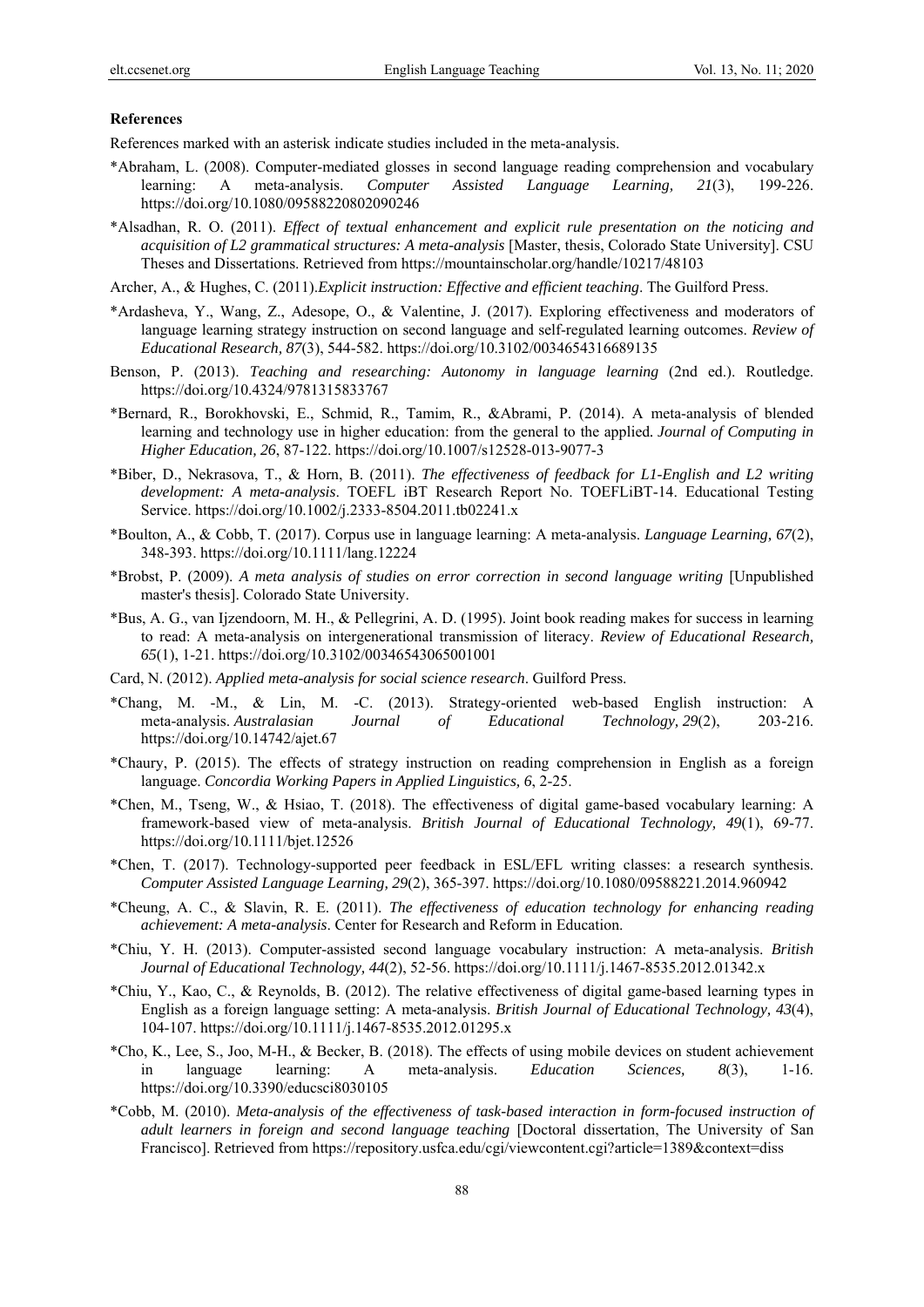**References**

References marked with an asterisk indicate studies included in the meta-analysis.

*Abraham, L. (2008). Computer-mediated glosses in second language reading comprehension and vocabulary learning: A meta-analysis. *Computer Assisted Language Learning, 21*(3), 199-226. https://doi.org/10.1080/09588220802090246

*Alsadhan, R. O. (2011). *Effect of textual enhancement and explicit rule presentation on the noticing and acquisition of L2 grammatical structures: A meta-analysis* [Master, thesis, Colorado State University]. CSU Theses and Dissertations. Retrieved from https://mountainscholar.org/handle/10217/48103

Archer, A., & Hughes, C. (2011).*Explicit instruction: Effective and efficient teaching*. The Guilford Press.

*Ardasheva, Y., Wang, Z., Adesope, O., & Valentine, J. (2017). Exploring effectiveness and moderators of language learning strategy instruction on second language and self-regulated learning outcomes. *Review of Educational Research, 87*(3), 544-582. https://doi.org/10.3102/0034654316689135

Benson, P. (2013). *Teaching and researching: Autonomy in language learning* (2nd ed.). Routledge. https://doi.org/10.4324/9781315833767

*Bernard, R., Borokhovski, E., Schmid, R., Tamim, R., &Abrami, P. (2014). A meta-analysis of blended learning and technology use in higher education: from the general to the applied*. Journal of Computing in Higher Education, 26*, 87-122. https://doi.org/10.1007/s12528-013-9077-3

*Biber, D., Nekrasova, T., & Horn, B. (2011). *The effectiveness of feedback for L1-English and L2 writing development: A meta-analysis*. TOEFL iBT Research Report No. TOEFLiBT-14. Educational Testing Service. https://doi.org/10.1002/j.2333-8504.2011.tb02241.x

*Boulton, A., & Cobb, T. (2017). Corpus use in language learning: A meta-analysis. *Language Learning, 67*(2), 348-393. https://doi.org/10.1111/lang.12224

*Brobst, P. (2009). *A meta analysis of studies on error correction in second language writing* [Unpublished master's thesis]. Colorado State University.

*Bus, A. G., van Ijzendoorn, M. H., & Pellegrini, A. D. (1995). Joint book reading makes for success in learning to read: A meta-analysis on intergenerational transmission of literacy. *Review of Educational Research, 65*(1), 1-21. https://doi.org/10.3102/00346543065001001

Card, N. (2012). *Applied meta-analysis for social science research*. Guilford Press.

*Chang, M. -M., & Lin, M. -C. (2013). Strategy-oriented web-based English instruction: A meta-analysis. *Australasian Journal of Educational Technology, 29*(2), 203-216. https://doi.org/10.14742/ajet.67

*Chaury, P. (2015). The effects of strategy instruction on reading comprehension in English as a foreign language. *Concordia Working Papers in Applied Linguistics, 6*, 2-25.

*Chen, M., Tseng, W., & Hsiao, T. (2018). The effectiveness of digital game-based vocabulary learning: A framework-based view of meta-analysis. *British Journal of Educational Technology, 49*(1), 69-77. https://doi.org/10.1111/bjet.12526

*Chen, T. (2017). Technology-supported peer feedback in ESL/EFL writing classes: a research synthesis. *Computer Assisted Language Learning, 29*(2), 365-397. https://doi.org/10.1080/09588221.2014.960942

*Cheung, A. C., & Slavin, R. E. (2011). *The effectiveness of education technology for enhancing reading achievement: A meta-analysis*. Center for Research and Reform in Education.

*Chiu, Y. H. (2013). Computer-assisted second language vocabulary instruction: A meta-analysis. *British Journal of Educational Technology, 44*(2), 52-56. https://doi.org/10.1111/j.1467-8535.2012.01342.x

*Chiu, Y., Kao, C., & Reynolds, B. (2012). The relative effectiveness of digital game-based learning types in English as a foreign language setting: A meta-analysis. *British Journal of Educational Technology, 43*(4), 104-107. https://doi.org/10.1111/j.1467-8535.2012.01295.x

*Cho, K., Lee, S., Joo, M-H., & Becker, B. (2018). The effects of using mobile devices on student achievement in language learning: A meta-analysis. *Education Sciences, 8*(3), 1-16. https://doi.org/10.3390/educsci8030105

*Cobb, M. (2010). *Meta-analysis of the effectiveness of task-based interaction in form-focused instruction of adult learners in foreign and second language teaching* [Doctoral dissertation, The University of San Francisco]. Retrieved from https://repository.usfca.edu/cgi/viewcontent.cgi?article=1389&context=diss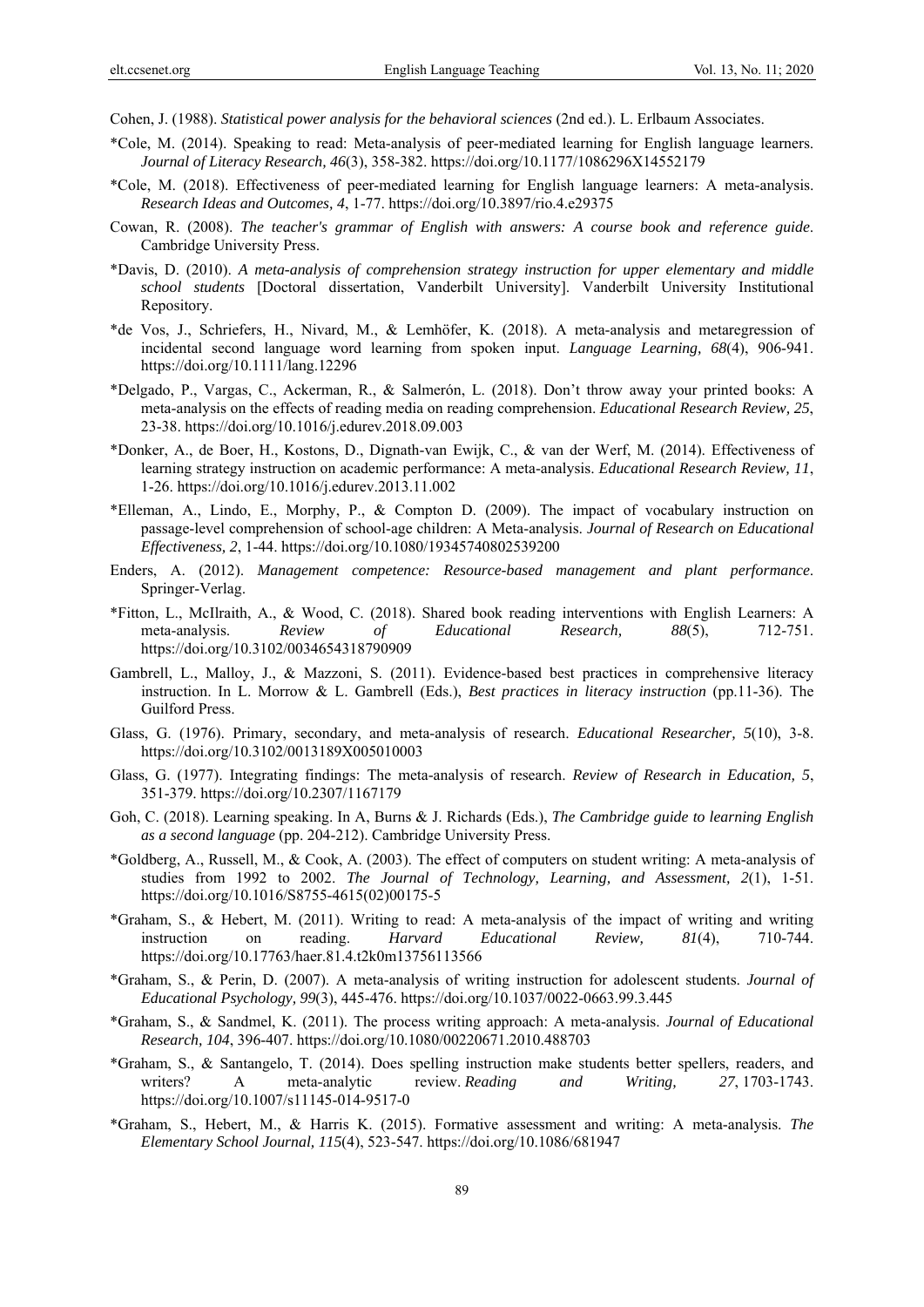Cohen, J. (1988). *Statistical power analysis for the behavioral sciences* (2nd ed.). L. Erlbaum Associates.

*Cole, M. (2014). Speaking to read: Meta-analysis of peer-mediated learning for English language learners. *Journal of Literacy Research, 46*(3), 358-382. https://doi.org/10.1177/1086296X14552179

*Cole, M. (2018). Effectiveness of peer-mediated learning for English language learners: A meta-analysis. *Research Ideas and Outcomes, 4*, 1-77. https://doi.org/10.3897/rio.4.e29375

Cowan, R. (2008). *The teacher's grammar of English with answers: A course book and reference guide*. Cambridge University Press.

*Davis, D. (2010). *A meta-analysis of comprehension strategy instruction for upper elementary and middle school students* [Doctoral dissertation, Vanderbilt University]. Vanderbilt University Institutional Repository.

*de Vos, J., Schriefers, H., Nivard, M., & Lemhöfer, K. (2018). A meta-analysis and metaregression of incidental second language word learning from spoken input. *Language Learning, 68*(4), 906-941. https://doi.org/10.1111/lang.12296

*Delgado, P., Vargas, C., Ackerman, R., & Salmerón, L. (2018). Don't throw away your printed books: A meta-analysis on the effects of reading media on reading comprehension. *Educational Research Review, 25*, 23-38. https://doi.org/10.1016/j.edurev.2018.09.003

*Donker, A., de Boer, H., Kostons, D., Dignath-van Ewijk, C., & van der Werf, M. (2014). Effectiveness of learning strategy instruction on academic performance: A meta-analysis. *Educational Research Review, 11*, 1-26. https://doi.org/10.1016/j.edurev.2013.11.002

*Elleman, A., Lindo, E., Morphy, P., & Compton D. (2009). The impact of vocabulary instruction on passage-level comprehension of school-age children: A Meta-analysis. *Journal of Research on Educational Effectiveness, 2*, 1-44. https://doi.org/10.1080/19345740802539200

Enders, A. (2012). *Management competence: Resource-based management and plant performance*. Springer-Verlag.

*Fitton, L., McIlraith, A., & Wood, C. (2018). Shared book reading interventions with English Learners: A meta-analysis. *Review of Educational Research, 88*(5), 712-751. https://doi.org/10.3102/0034654318790909

Gambrell, L., Malloy, J., & Mazzoni, S. (2011). Evidence-based best practices in comprehensive literacy instruction. In L. Morrow & L. Gambrell (Eds.), *Best practices in literacy instruction* (pp.11-36). The Guilford Press.

Glass, G. (1976). Primary, secondary, and meta-analysis of research. *Educational Researcher, 5*(10), 3-8. https://doi.org/10.3102/0013189X005010003

Glass, G. (1977). Integrating findings: The meta-analysis of research. *Review of Research in Education, 5*, 351-379. https://doi.org/10.2307/1167179

Goh, C. (2018). Learning speaking. In A, Burns & J. Richards (Eds.), *The Cambridge guide to learning English as a second language* (pp. 204-212). Cambridge University Press.

*Goldberg, A., Russell, M., & Cook, A. (2003). The effect of computers on student writing: A meta-analysis of studies from 1992 to 2002. *The Journal of Technology, Learning, and Assessment, 2*(1), 1-51. https://doi.org/10.1016/S8755-4615(02)00175-5

*Graham, S., & Hebert, M. (2011). Writing to read: A meta-analysis of the impact of writing and writing instruction on reading. *Harvard Educational Review, 81*(4), 710-744. https://doi.org/10.17763/haer.81.4.t2k0m13756113566

*Graham, S., & Perin, D. (2007). A meta-analysis of writing instruction for adolescent students. *Journal of Educational Psychology, 99*(3), 445-476. https://doi.org/10.1037/0022-0663.99.3.445

*Graham, S., & Sandmel, K. (2011). The process writing approach: A meta-analysis. *Journal of Educational Research, 104*, 396-407. https://doi.org/10.1080/00220671.2010.488703

*Graham, S., & Santangelo, T. (2014). Does spelling instruction make students better spellers, readers, and writers? A meta-analytic review. *Reading and Writing, 27*, 1703-1743. https://doi.org/10.1007/s11145-014-9517-0

*Graham, S., Hebert, M., & Harris K. (2015). Formative assessment and writing: A meta-analysis. *The Elementary School Journal, 115*(4), 523-547. https://doi.org/10.1086/681947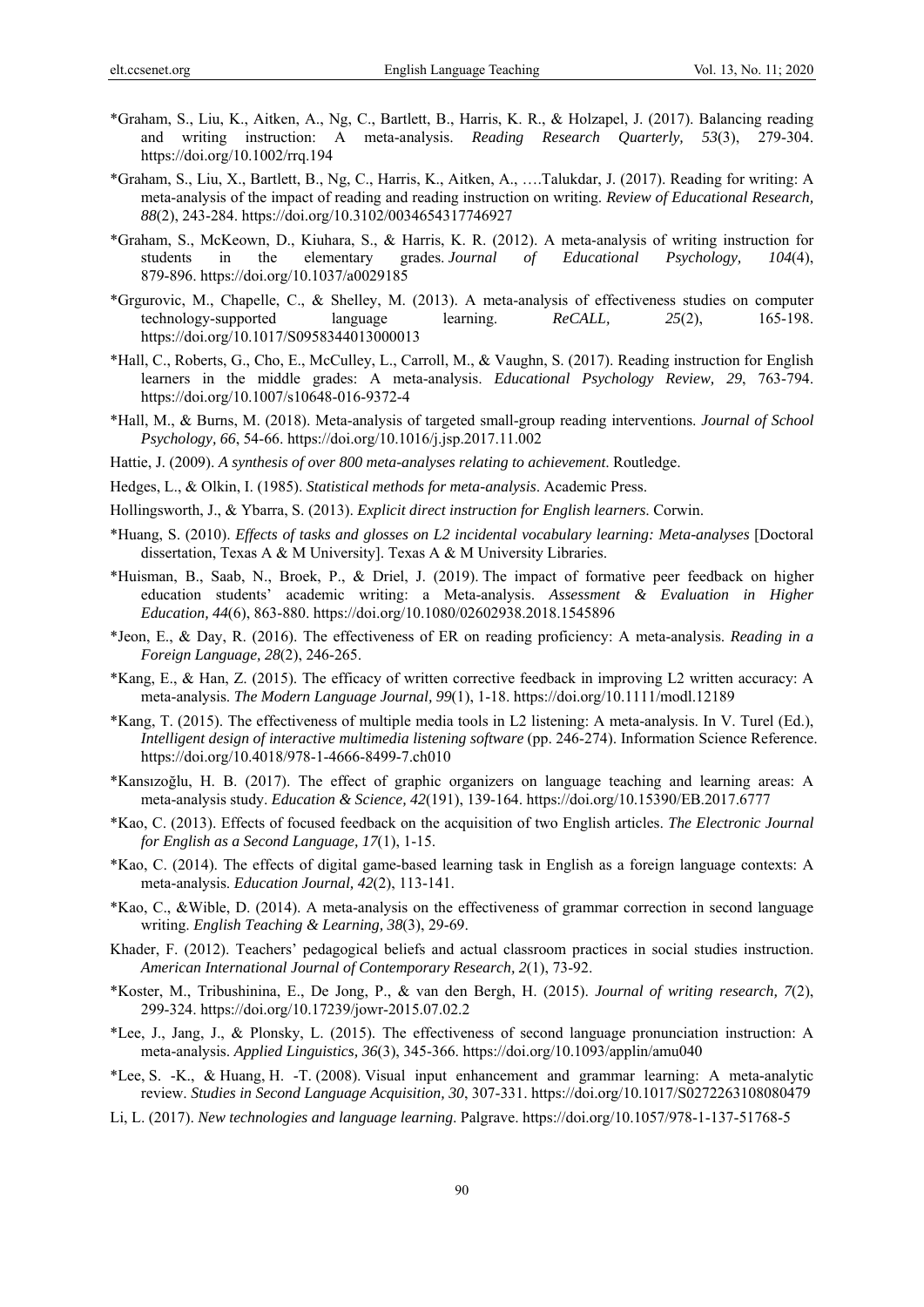*Graham, S., Liu, K., Aitken, A., Ng, C., Bartlett, B., Harris, K. R., & Holzapel, J. (2017). Balancing reading and writing instruction: A meta-analysis. *Reading Research Quarterly, 53*(3), 279-304. https://doi.org/10.1002/rrq.194

*Graham, S., Liu, X., Bartlett, B., Ng, C., Harris, K., Aitken, A., ….Talukdar, J. (2017). Reading for writing: A meta-analysis of the impact of reading and reading instruction on writing. *Review of Educational Research, 88*(2), 243-284. https://doi.org/10.3102/0034654317746927

*Graham, S., McKeown, D., Kiuhara, S., & Harris, K. R. (2012). A meta-analysis of writing instruction for students in the elementary grades. *Journal of Educational Psychology, 104*(4), 879-896. https://doi.org/10.1037/a0029185

*Grgurovic, M., Chapelle, C., & Shelley, M. (2013). A meta-analysis of effectiveness studies on computer technology-supported language learning. *ReCALL, 25*(2), 165-198. https://doi.org/10.1017/S0958344013000013

*Hall, C., Roberts, G., Cho, E., McCulley, L., Carroll, M., & Vaughn, S. (2017). Reading instruction for English learners in the middle grades: A meta-analysis. *Educational Psychology Review, 29*, 763-794. https://doi.org/10.1007/s10648-016-9372-4

*Hall, M., & Burns, M. (2018). Meta-analysis of targeted small-group reading interventions. *Journal of School Psychology, 66*, 54-66. https://doi.org/10.1016/j.jsp.2017.11.002

Hattie, J. (2009). *A synthesis of over 800 meta-analyses relating to achievement*. Routledge.

Hedges, L., & Olkin, I. (1985). *Statistical methods for meta-analysis*. Academic Press.

Hollingsworth, J., & Ybarra, S. (2013). *Explicit direct instruction for English learners*. Corwin.

*Huang, S. (2010). *Effects of tasks and glosses on L2 incidental vocabulary learning: Meta-analyses* [Doctoral dissertation, Texas A & M University]. Texas A & M University Libraries.

*Huisman, B., Saab, N., Broek, P., & Driel, J. (2019). The impact of formative peer feedback on higher education students' academic writing: a Meta-analysis. *Assessment & Evaluation in Higher Education, 44*(6), 863-880. https://doi.org/10.1080/02602938.2018.1545896

*Jeon, E., & Day, R. (2016). The effectiveness of ER on reading proficiency: A meta-analysis. *Reading in a Foreign Language, 28*(2), 246-265.

*Kang, E., & Han, Z. (2015). The efficacy of written corrective feedback in improving L2 written accuracy: A meta-analysis. *The Modern Language Journal, 99*(1), 1-18. https://doi.org/10.1111/modl.12189

*Kang, T. (2015). The effectiveness of multiple media tools in L2 listening: A meta-analysis. In V. Turel (Ed.), *Intelligent design of interactive multimedia listening software* (pp. 246-274). Information Science Reference. https://doi.org/10.4018/978-1-4666-8499-7.ch010

*Kansızoğlu, H. B. (2017). The effect of graphic organizers on language teaching and learning areas: A meta-analysis study. *Education & Science, 42*(191), 139-164. https://doi.org/10.15390/EB.2017.6777

*Kao, C. (2013). Effects of focused feedback on the acquisition of two English articles. *The Electronic Journal for English as a Second Language, 17*(1), 1-15.

*Kao, C. (2014). The effects of digital game-based learning task in English as a foreign language contexts: A meta-analysis. *Education Journal, 42*(2), 113-141.

*Kao, C., &Wible, D. (2014). A meta-analysis on the effectiveness of grammar correction in second language writing. *English Teaching & Learning, 38*(3), 29-69.

Khader, F. (2012). Teachers' pedagogical beliefs and actual classroom practices in social studies instruction. *American International Journal of Contemporary Research, 2*(1), 73-92.

*Koster, M., Tribushinina, E., De Jong, P., & van den Bergh, H. (2015). *Journal of writing research, 7*(2), 299-324. https://doi.org/10.17239/jowr-2015.07.02.2

*Lee, J., Jang, J., & Plonsky, L. (2015). The effectiveness of second language pronunciation instruction: A meta-analysis. *Applied Linguistics, 36*(3), 345-366. https://doi.org/10.1093/applin/amu040

*Lee, S. -K., & Huang, H. -T. (2008). Visual input enhancement and grammar learning: A meta-analytic review. *Studies in Second Language Acquisition, 30*, 307-331. https://doi.org/10.1017/S0272263108080479

Li, L. (2017). *New technologies and language learning*. Palgrave. https://doi.org/10.1057/978-1-137-51768-5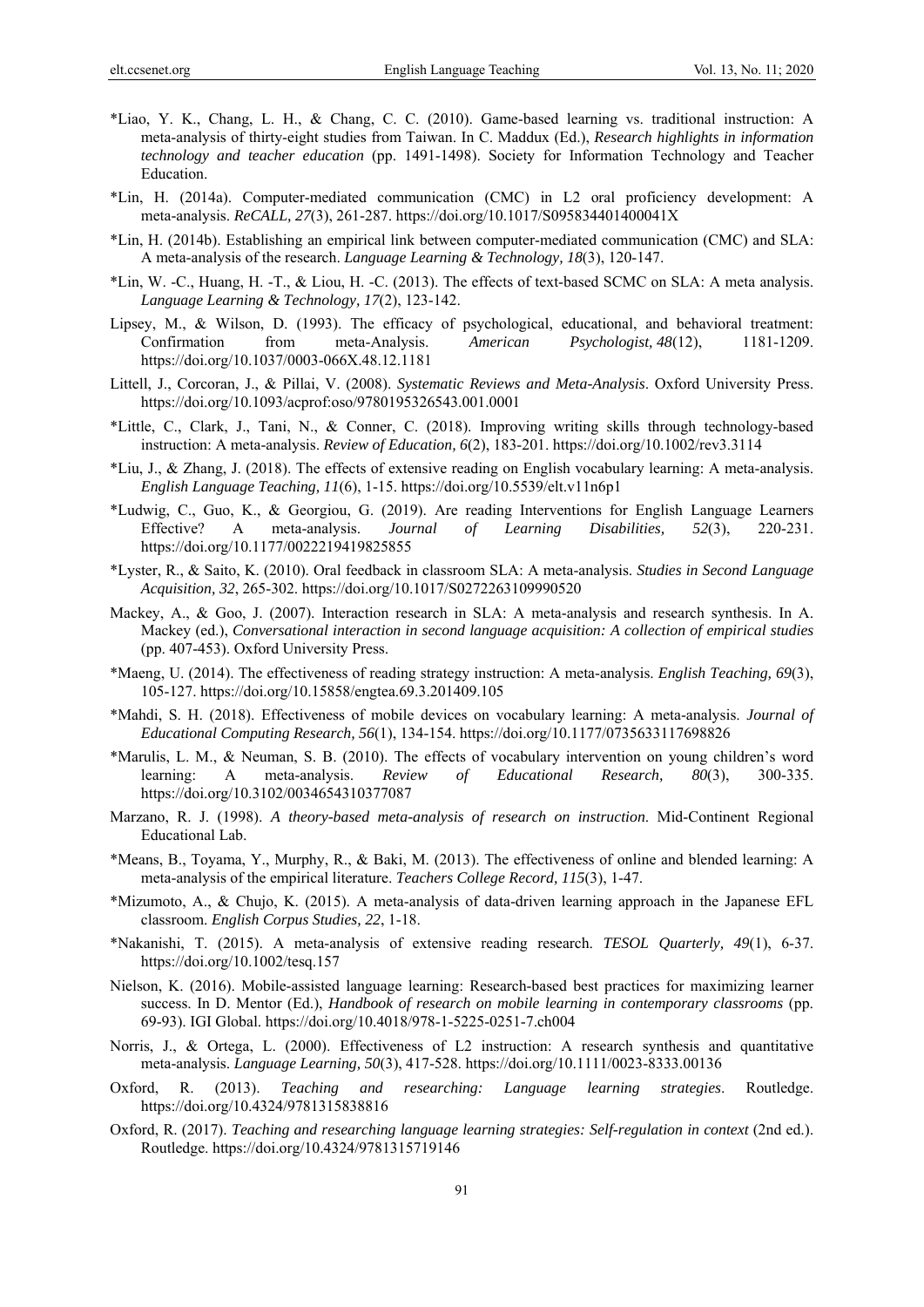*Liao, Y. K., Chang, L. H., & Chang, C. C. (2010). Game-based learning vs. traditional instruction: A meta-analysis of thirty-eight studies from Taiwan. In C. Maddux (Ed.), *Research highlights in information technology and teacher education* (pp. 1491-1498). Society for Information Technology and Teacher Education.

*Lin, H. (2014a). Computer-mediated communication (CMC) in L2 oral proficiency development: A meta-analysis. *ReCALL, 27*(3), 261-287. https://doi.org/10.1017/S095834401400041X

*Lin, H. (2014b). Establishing an empirical link between computer-mediated communication (CMC) and SLA: A meta-analysis of the research. *Language Learning & Technology, 18*(3), 120-147.

*Lin, W. -C., Huang, H. -T., & Liou, H. -C. (2013). The effects of text-based SCMC on SLA: A meta analysis. *Language Learning & Technology, 17*(2), 123-142.

Lipsey, M., & Wilson, D. (1993). The efficacy of psychological, educational, and behavioral treatment: Confirmation from meta-Analysis. *American Psychologist, 48*(12), 1181-1209. https://doi.org/10.1037/0003-066X.48.12.1181

Littell, J., Corcoran, J., & Pillai, V. (2008). *Systematic Reviews and Meta-Analysis*. Oxford University Press. https://doi.org/10.1093/acprof:oso/9780195326543.001.0001

*Little, C., Clark, J., Tani, N., & Conner, C. (2018). Improving writing skills through technology-based instruction: A meta-analysis. *Review of Education, 6*(2), 183-201. https://doi.org/10.1002/rev3.3114

*Liu, J., & Zhang, J. (2018). The effects of extensive reading on English vocabulary learning: A meta-analysis. *English Language Teaching, 11*(6), 1-15. https://doi.org/10.5539/elt.v11n6p1

*Ludwig, C., Guo, K., & Georgiou, G. (2019). Are reading Interventions for English Language Learners Effective? A meta-analysis. *Journal of Learning Disabilities, 52*(3), 220-231. https://doi.org/10.1177/0022219419825855

*Lyster, R., & Saito, K. (2010). Oral feedback in classroom SLA: A meta-analysis. *Studies in Second Language Acquisition, 32*, 265-302. https://doi.org/10.1017/S0272263109990520

Mackey, A., & Goo, J. (2007). Interaction research in SLA: A meta-analysis and research synthesis. In A. Mackey (ed.), *Conversational interaction in second language acquisition: A collection of empirical studies* (pp. 407-453). Oxford University Press.

*Maeng, U. (2014). The effectiveness of reading strategy instruction: A meta-analysis. *English Teaching, 69*(3), 105-127. https://doi.org/10.15858/engtea.69.3.201409.105

*Mahdi, S. H. (2018). Effectiveness of mobile devices on vocabulary learning: A meta-analysis. *Journal of Educational Computing Research, 56*(1), 134-154. https://doi.org/10.1177/0735633117698826

*Marulis, L. M., & Neuman, S. B. (2010). The effects of vocabulary intervention on young children's word learning: A meta-analysis. *Review of Educational Research, 80*(3), 300-335. https://doi.org/10.3102/0034654310377087

Marzano, R. J. (1998). *A theory-based meta-analysis of research on instruction*. Mid-Continent Regional Educational Lab.

*Means, B., Toyama, Y., Murphy, R., & Baki, M. (2013). The effectiveness of online and blended learning: A meta-analysis of the empirical literature. *Teachers College Record, 115*(3), 1-47.

*Mizumoto, A., & Chujo, K. (2015). A meta-analysis of data-driven learning approach in the Japanese EFL classroom. *English Corpus Studies, 22*, 1-18.

*Nakanishi, T. (2015). A meta-analysis of extensive reading research. *TESOL Quarterly, 49*(1), 6-37. https://doi.org/10.1002/tesq.157

Nielson, K. (2016). Mobile-assisted language learning: Research-based best practices for maximizing learner success. In D. Mentor (Ed.), *Handbook of research on mobile learning in contemporary classrooms* (pp. 69-93). IGI Global. https://doi.org/10.4018/978-1-5225-0251-7.ch004

Norris, J., & Ortega, L. (2000). Effectiveness of L2 instruction: A research synthesis and quantitative meta-analysis. *Language Learning, 50*(3), 417-528. https://doi.org/10.1111/0023-8333.00136

Oxford, R. (2013). *Teaching and researching: Language learning strategies*. Routledge. https://doi.org/10.4324/9781315838816

Oxford, R. (2017). *Teaching and researching language learning strategies: Self-regulation in context* (2nd ed.). Routledge. https://doi.org/10.4324/9781315719146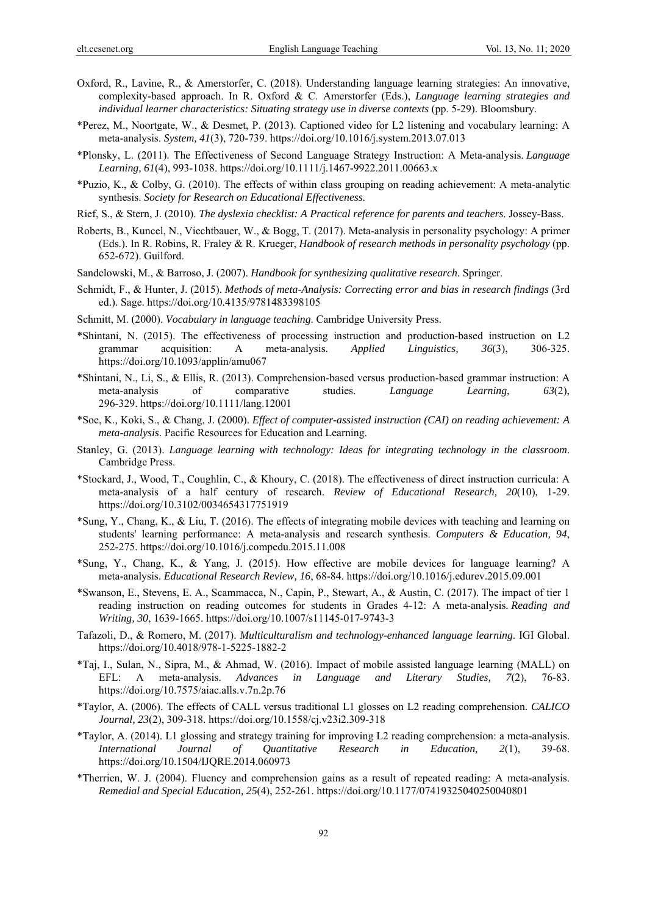Oxford, R., Lavine, R., & Amerstorfer, C. (2018). Understanding language learning strategies: An innovative, complexity-based approach. In R. Oxford & C. Amerstorfer (Eds.), *Language learning strategies and individual learner characteristics: Situating strategy use in diverse contexts* (pp. 5-29). Bloomsbury.

*Perez, M., Noortgate, W., & Desmet, P. (2013). Captioned video for L2 listening and vocabulary learning: A meta-analysis. *System, 41*(3), 720-739. https://doi.org/10.1016/j.system.2013.07.013

*Plonsky, L. (2011). The Effectiveness of Second Language Strategy Instruction: A Meta-analysis. *Language Learning, 61*(4), 993-1038. https://doi.org/10.1111/j.1467-9922.2011.00663.x

*Puzio, K., & Colby, G. (2010). The effects of within class grouping on reading achievement: A meta-analytic synthesis. *Society for Research on Educational Effectiveness*.

Rief, S., & Stern, J. (2010). *The dyslexia checklist: A Practical reference for parents and teachers*. Jossey-Bass.

Roberts, B., Kuncel, N., Viechtbauer, W., & Bogg, T. (2017). Meta-analysis in personality psychology: A primer (Eds.). In R. Robins, R. Fraley & R. Krueger, *Handbook of research methods in personality psychology* (pp. 652-672). Guilford.

Sandelowski, M., & Barroso, J. (2007). *Handbook for synthesizing qualitative research*. Springer.

Schmidt, F., & Hunter, J. (2015). *Methods of meta-Analysis: Correcting error and bias in research findings* (3rd ed.). Sage. https://doi.org/10.4135/9781483398105

Schmitt, M. (2000). *Vocabulary in language teaching*. Cambridge University Press.

*Shintani, N. (2015). The effectiveness of processing instruction and production-based instruction on L2 grammar acquisition: A meta-analysis. *Applied Linguistics, 36*(3), 306-325. https://doi.org/10.1093/applin/amu067

*Shintani, N., Li, S., & Ellis, R. (2013). Comprehension-based versus production-based grammar instruction: A meta-analysis of comparative studies. *Language Learning, 63*(2), 296-329. https://doi.org/10.1111/lang.12001

*Soe, K., Koki, S., & Chang, J. (2000). *Effect of computer-assisted instruction (CAI) on reading achievement: A meta-analysis*. Pacific Resources for Education and Learning.

Stanley, G. (2013). *Language learning with technology: Ideas for integrating technology in the classroom*. Cambridge Press.

*Stockard, J., Wood, T., Coughlin, C., & Khoury, C. (2018). The effectiveness of direct instruction curricula: A meta-analysis of a half century of research. *Review of Educational Research, 20*(10), 1-29. https://doi.org/10.3102/0034654317751919

*Sung, Y., Chang, K., & Liu, T. (2016). The effects of integrating mobile devices with teaching and learning on students' learning performance: A meta-analysis and research synthesis. *Computers & Education, 94*, 252-275. https://doi.org/10.1016/j.compedu.2015.11.008

*Sung, Y., Chang, K., & Yang, J. (2015). How effective are mobile devices for language learning? A meta-analysis. *Educational Research Review, 16*, 68-84. https://doi.org/10.1016/j.edurev.2015.09.001

*Swanson, E., Stevens, E. A., Scammacca, N., Capin, P., Stewart, A., & Austin, C. (2017). The impact of tier 1 reading instruction on reading outcomes for students in Grades 4-12: A meta-analysis. *Reading and Writing, 30*, 1639-1665. https://doi.org/10.1007/s11145-017-9743-3

Tafazoli, D., & Romero, M. (2017). *Multiculturalism and technology-enhanced language learning*. IGI Global. https://doi.org/10.4018/978-1-5225-1882-2

*Taj, I., Sulan, N., Sipra, M., & Ahmad, W. (2016). Impact of mobile assisted language learning (MALL) on EFL: A meta-analysis. *Advances in Language and Literary Studies, 7*(2), 76-83. https://doi.org/10.7575/aiac.alls.v.7n.2p.76

*Taylor, A. (2006). The effects of CALL versus traditional L1 glosses on L2 reading comprehension. *CALICO Journal, 23*(2), 309-318. https://doi.org/10.1558/cj.v23i2.309-318

*Taylor, A. (2014). L1 glossing and strategy training for improving L2 reading comprehension: a meta-analysis. *International Journal of Quantitative Research in Education, 2*(1), 39-68. https://doi.org/10.1504/IJQRE.2014.060973

*Therrien, W. J. (2004). Fluency and comprehension gains as a result of repeated reading: A meta-analysis. *Remedial and Special Education, 25*(4), 252-261. https://doi.org/10.1177/07419325040250040801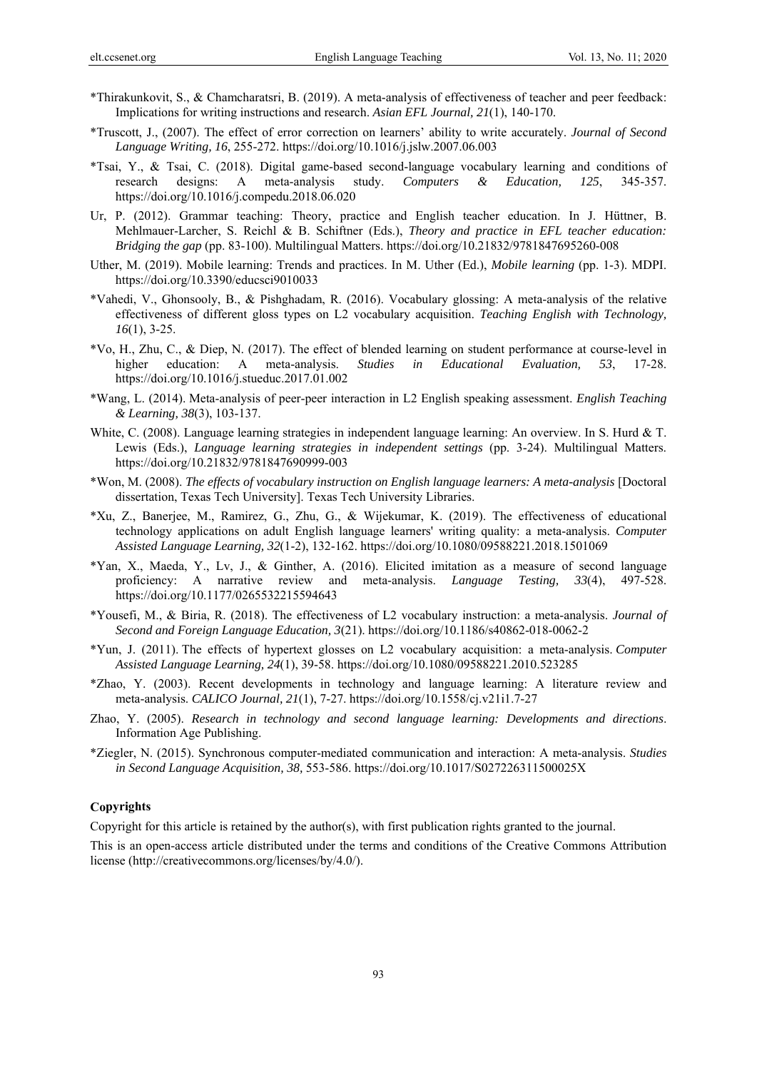*Thirakunkovit, S., & Chamcharatsri, B. (2019). A meta-analysis of effectiveness of teacher and peer feedback: Implications for writing instructions and research. *Asian EFL Journal, 21*(1), 140-170.

*Truscott, J., (2007). The effect of error correction on learners' ability to write accurately. *Journal of Second Language Writing, 16*, 255-272. https://doi.org/10.1016/j.jslw.2007.06.003

*Tsai, Y., & Tsai, C. (2018). Digital game-based second-language vocabulary learning and conditions of research designs: A meta-analysis study. *Computers & Education, 125*, 345-357. https://doi.org/10.1016/j.compedu.2018.06.020

Ur, P. (2012). Grammar teaching: Theory, practice and English teacher education. In J. Hüttner, B. Mehlmauer-Larcher, S. Reichl & B. Schiftner (Eds.), *Theory and practice in EFL teacher education: Bridging the gap* (pp. 83-100). Multilingual Matters. https://doi.org/10.21832/9781847695260-008

Uther, M. (2019). Mobile learning: Trends and practices. In M. Uther (Ed.), *Mobile learning* (pp. 1-3). MDPI. https://doi.org/10.3390/educsci9010033

*Vahedi, V., Ghonsooly, B., & Pishghadam, R. (2016). Vocabulary glossing: A meta-analysis of the relative effectiveness of different gloss types on L2 vocabulary acquisition. *Teaching English with Technology, 16*(1), 3-25.

*Vo, H., Zhu, C., & Diep, N. (2017). The effect of blended learning on student performance at course-level in higher education: A meta-analysis. *Studies in Educational Evaluation, 53*, 17-28. https://doi.org/10.1016/j.stueduc.2017.01.002

*Wang, L. (2014). Meta-analysis of peer-peer interaction in L2 English speaking assessment. *English Teaching & Learning, 38*(3), 103-137.

White, C. (2008). Language learning strategies in independent language learning: An overview. In S. Hurd & T. Lewis (Eds.), *Language learning strategies in independent settings* (pp. 3-24). Multilingual Matters. https://doi.org/10.21832/9781847690999-003

*Won, M. (2008). *The effects of vocabulary instruction on English language learners: A meta-analysis* [Doctoral dissertation, Texas Tech University]. Texas Tech University Libraries.

*Xu, Z., Banerjee, M., Ramirez, G., Zhu, G., & Wijekumar, K. (2019). The effectiveness of educational technology applications on adult English language learners' writing quality: a meta-analysis. *Computer Assisted Language Learning, 32*(1-2), 132-162. https://doi.org/10.1080/09588221.2018.1501069

*Yan, X., Maeda, Y., Lv, J., & Ginther, A. (2016). Elicited imitation as a measure of second language proficiency: A narrative review and meta-analysis. *Language Testing, 33*(4), 497-528. https://doi.org/10.1177/0265532215594643

*Yousefi, M., & Biria, R. (2018). The effectiveness of L2 vocabulary instruction: a meta-analysis. *Journal of Second and Foreign Language Education, 3*(21). https://doi.org/10.1186/s40862-018-0062-2

*Yun, J. (2011). The effects of hypertext glosses on L2 vocabulary acquisition: a meta-analysis. *Computer Assisted Language Learning, 24*(1), 39-58. https://doi.org/10.1080/09588221.2010.523285

*Zhao, Y. (2003). Recent developments in technology and language learning: A literature review and meta-analysis. *CALICO Journal, 21*(1), 7-27. https://doi.org/10.1558/cj.v21i1.7-27

Zhao, Y. (2005). *Research in technology and second language learning: Developments and directions*. Information Age Publishing.

*Ziegler, N. (2015). Synchronous computer-mediated communication and interaction: A meta-analysis. *Studies in Second Language Acquisition, 38,* 553-586. https://doi.org/10.1017/S027226311500025X

#### Copyrights

Copyright for this article is retained by the author(s), with first publication rights granted to the journal.

This is an open-access article distributed under the terms and conditions of the Creative Commons Attribution license (http://creativecommons.org/licenses/by/4.0/).